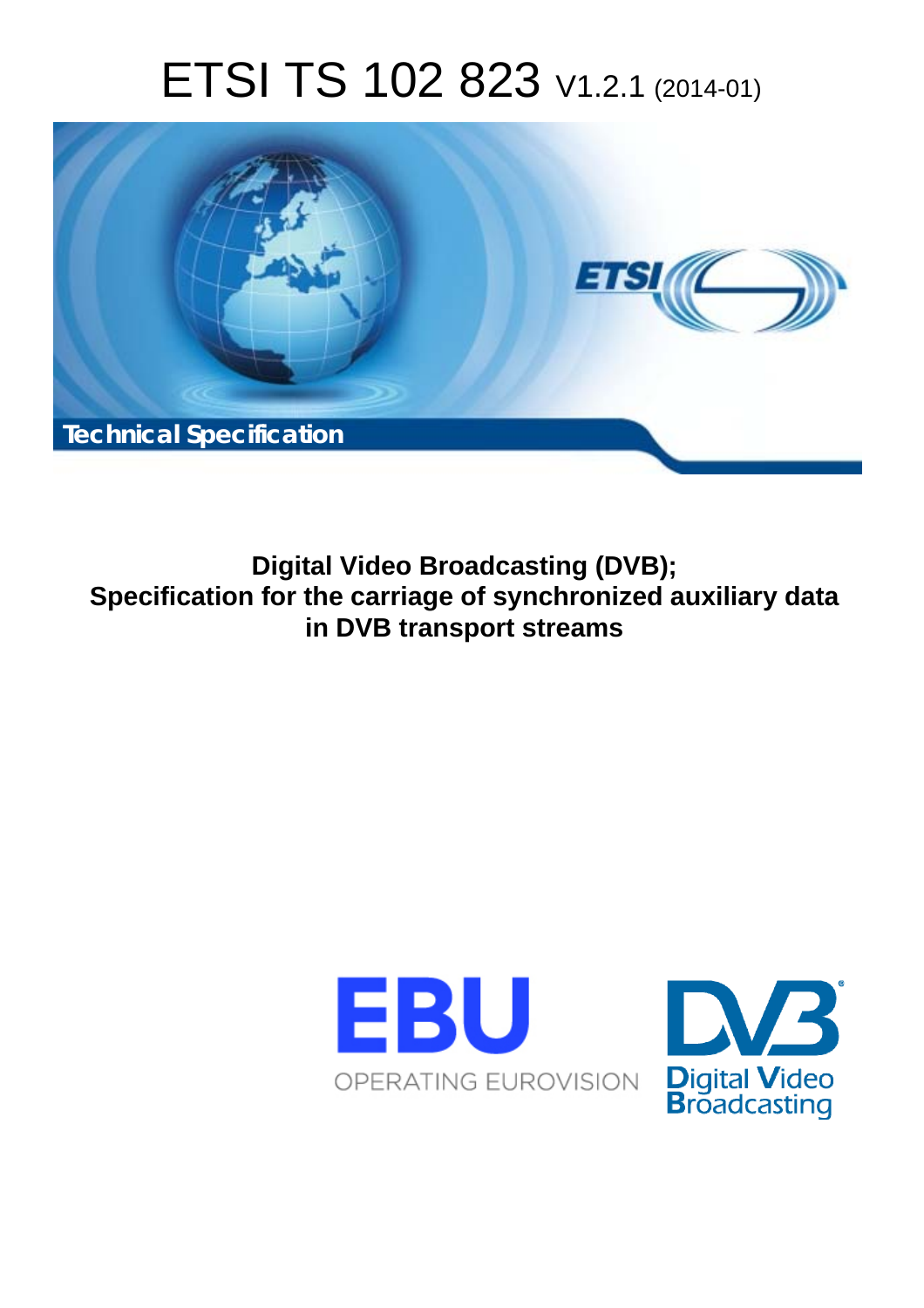# ETSI TS 102 823 V1.2.1 (2014-01)

**Technical Specification**

## Digital Video Broadcasting (DVB); Specification for the carriage of synchronized auxiliary data in DVB transport streams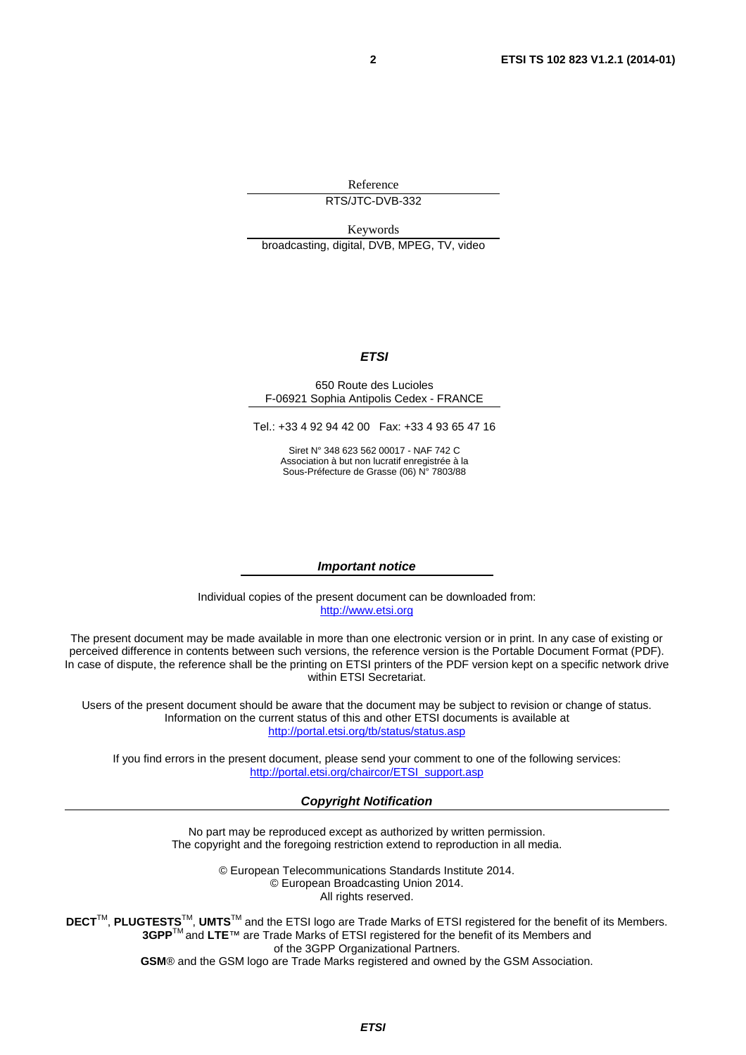Reference

RTS/JTC-DVB-332

Keywords

broadcasting, digital, DVB, MPEG, TV, video

***ETSI***

650 Route des Lucioles
F-06921 Sophia Antipolis Cedex - FRANCE

Tel.: +33 4 92 94 42 00 Fax: +33 4 93 65 47 16

Siret N° 348 623 562 00017 - NAF 742 C
Association à but non lucratif enregistrée à la
Sous-Préfecture de Grasse (06) N° 7803/88

***Important notice***

Individual copies of the present document can be downloaded from:
http://www.etsi.org

The present document may be made available in more than one electronic version or in print. In any case of existing or perceived difference in contents between such versions, the reference version is the Portable Document Format (PDF). In case of dispute, the reference shall be the printing on ETSI printers of the PDF version kept on a specific network drive within ETSI Secretariat.

Users of the present document should be aware that the document may be subject to revision or change of status. Information on the current status of this and other ETSI documents is available at
http://portal.etsi.org/tb/status/status.asp

If you find errors in the present document, please send your comment to one of the following services:
http://portal.etsi.org/chaircor/ETSI_support.asp

***Copyright Notification***

No part may be reproduced except as authorized by written permission.
The copyright and the foregoing restriction extend to reproduction in all media.

© European Telecommunications Standards Institute 2014.
© European Broadcasting Union 2014.
All rights reserved.

**DECT**™, **PLUGTESTS**™, **UMTS**™ and the ETSI logo are Trade Marks of ETSI registered for the benefit of its Members.
**3GPP**™ and **LTE**™ are Trade Marks of ETSI registered for the benefit of its Members and
of the 3GPP Organizational Partners.
**GSM**® and the GSM logo are Trade Marks registered and owned by the GSM Association.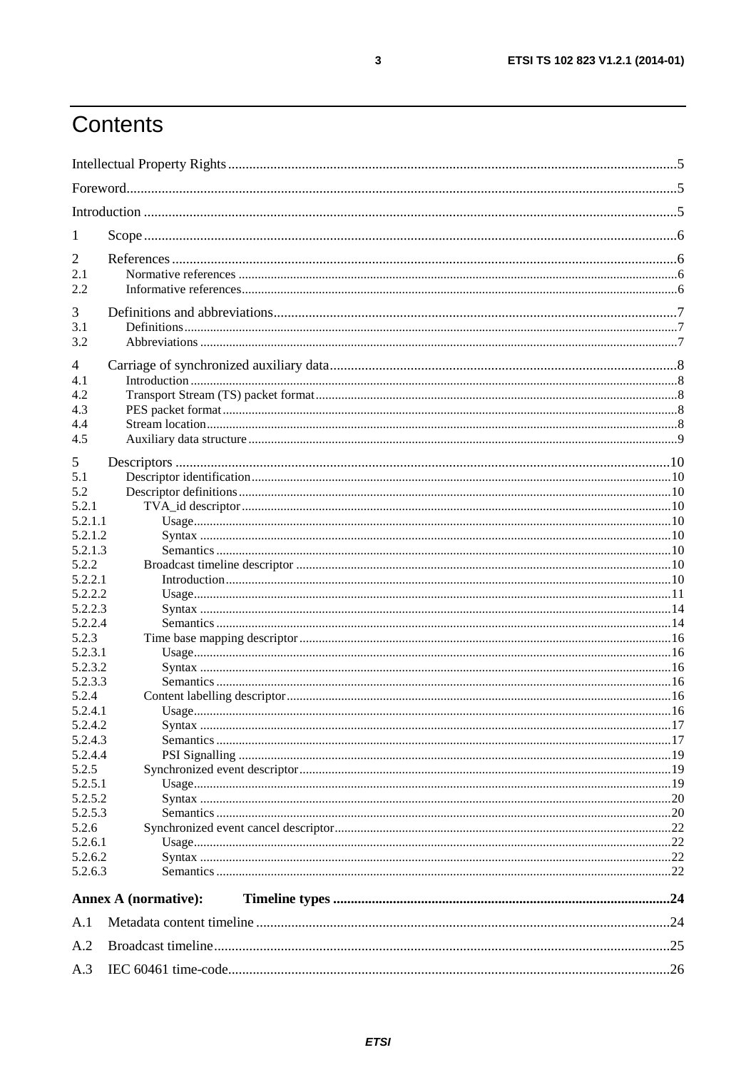# Contents

Intellectual Property Rights ..... 5

Foreword ..... 5

Introduction ..... 5

1 Scope ..... 6

2 References ..... 6
- 2.1 Normative references ..... 6
- 2.2 Informative references ..... 6

3 Definitions and abbreviations ..... 7
- 3.1 Definitions ..... 7
- 3.2 Abbreviations ..... 7

4 Carriage of synchronized auxiliary data ..... 8
- 4.1 Introduction ..... 8
- 4.2 Transport Stream (TS) packet format ..... 8
- 4.3 PES packet format ..... 8
- 4.4 Stream location ..... 8
- 4.5 Auxiliary data structure ..... 9

5 Descriptors ..... 10
- 5.1 Descriptor identification ..... 10
- 5.2 Descriptor definitions ..... 10
- 5.2.1 TVA_id descriptor ..... 10
- 5.2.1.1 Usage ..... 10
- 5.2.1.2 Syntax ..... 10
- 5.2.1.3 Semantics ..... 10
- 5.2.2 Broadcast timeline descriptor ..... 10
- 5.2.2.1 Introduction ..... 10
- 5.2.2.2 Usage ..... 11
- 5.2.2.3 Syntax ..... 14
- 5.2.2.4 Semantics ..... 14
- 5.2.3 Time base mapping descriptor ..... 16
- 5.2.3.1 Usage ..... 16
- 5.2.3.2 Syntax ..... 16
- 5.2.3.3 Semantics ..... 16
- 5.2.4 Content labelling descriptor ..... 16
- 5.2.4.1 Usage ..... 16
- 5.2.4.2 Syntax ..... 17
- 5.2.4.3 Semantics ..... 17
- 5.2.4.4 PSI Signalling ..... 19
- 5.2.5 Synchronized event descriptor ..... 19
- 5.2.5.1 Usage ..... 19
- 5.2.5.2 Syntax ..... 20
- 5.2.5.3 Semantics ..... 20
- 5.2.6 Synchronized event cancel descriptor ..... 22
- 5.2.6.1 Usage ..... 22
- 5.2.6.2 Syntax ..... 22
- 5.2.6.3 Semantics ..... 22

**Annex A (normative): Timeline types ..... 24**

A.1 Metadata content timeline ..... 24

A.2 Broadcast timeline ..... 25

A.3 IEC 60461 time-code ..... 26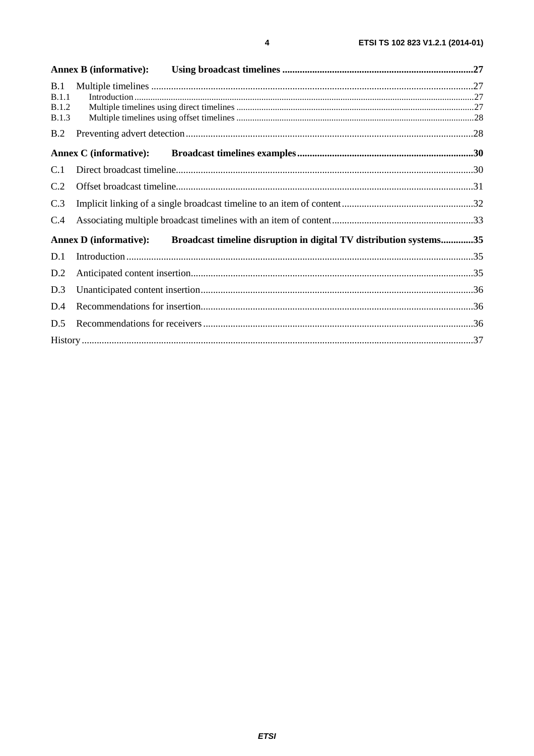**Annex B (informative): Using broadcast timelines** ............................................................................27

B.1 Multiple timelines ................................................................................................................27

B.1.1 Introduction ..........................................................................................................................27

B.1.2 Multiple timelines using direct timelines ...............................................................................27

B.1.3 Multiple timelines using offset timelines ...............................................................................28

B.2 Preventing advert detection ....................................................................................................28

**Annex C (informative): Broadcast timelines examples** .......................................................................30

C.1 Direct broadcast timeline........................................................................................................30

C.2 Offset broadcast timeline........................................................................................................31

C.3 Implicit linking of a single broadcast timeline to an item of content .....................................32

C.4 Associating multiple broadcast timelines with an item of content.........................................33

**Annex D (informative): Broadcast timeline disruption in digital TV distribution systems**.............35

D.1 Introduction ............................................................................................................................35

D.2 Anticipated content insertion..................................................................................................35

D.3 Unanticipated content insertion..............................................................................................36

D.4 Recommendations for insertion..............................................................................................36

D.5 Recommendations for receivers .............................................................................................36

History ............................................................................................................................................37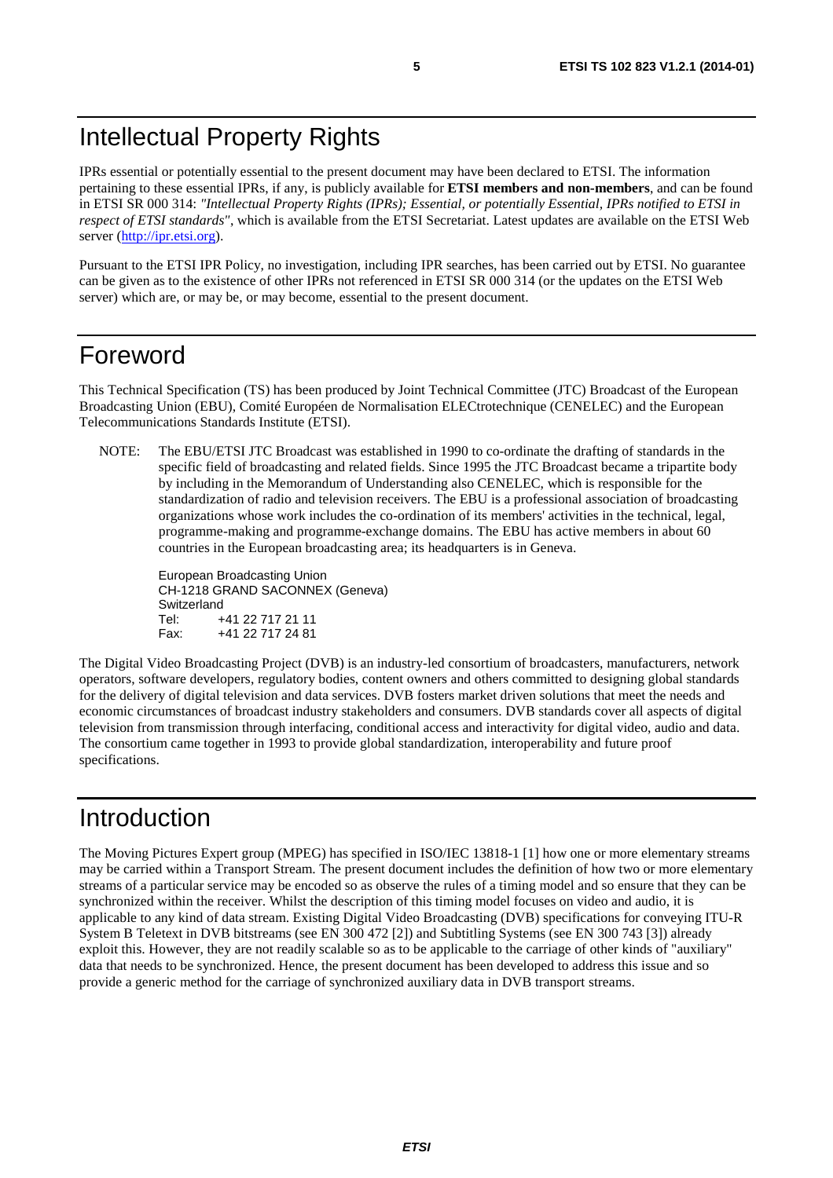# Intellectual Property Rights

IPRs essential or potentially essential to the present document may have been declared to ETSI. The information pertaining to these essential IPRs, if any, is publicly available for **ETSI members and non-members**, and can be found in ETSI SR 000 314: *"Intellectual Property Rights (IPRs); Essential, or potentially Essential, IPRs notified to ETSI in respect of ETSI standards"*, which is available from the ETSI Secretariat. Latest updates are available on the ETSI Web server (http://ipr.etsi.org).

Pursuant to the ETSI IPR Policy, no investigation, including IPR searches, has been carried out by ETSI. No guarantee can be given as to the existence of other IPRs not referenced in ETSI SR 000 314 (or the updates on the ETSI Web server) which are, or may be, or may become, essential to the present document.

# Foreword

This Technical Specification (TS) has been produced by Joint Technical Committee (JTC) Broadcast of the European Broadcasting Union (EBU), Comité Européen de Normalisation ELECtrotechnique (CENELEC) and the European Telecommunications Standards Institute (ETSI).

NOTE: The EBU/ETSI JTC Broadcast was established in 1990 to co-ordinate the drafting of standards in the specific field of broadcasting and related fields. Since 1995 the JTC Broadcast became a tripartite body by including in the Memorandum of Understanding also CENELEC, which is responsible for the standardization of radio and television receivers. The EBU is a professional association of broadcasting organizations whose work includes the co-ordination of its members' activities in the technical, legal, programme-making and programme-exchange domains. The EBU has active members in about 60 countries in the European broadcasting area; its headquarters is in Geneva.

European Broadcasting Union
CH-1218 GRAND SACONNEX (Geneva)
Switzerland
Tel: +41 22 717 21 11
Fax: +41 22 717 24 81

The Digital Video Broadcasting Project (DVB) is an industry-led consortium of broadcasters, manufacturers, network operators, software developers, regulatory bodies, content owners and others committed to designing global standards for the delivery of digital television and data services. DVB fosters market driven solutions that meet the needs and economic circumstances of broadcast industry stakeholders and consumers. DVB standards cover all aspects of digital television from transmission through interfacing, conditional access and interactivity for digital video, audio and data. The consortium came together in 1993 to provide global standardization, interoperability and future proof specifications.

# Introduction

The Moving Pictures Expert group (MPEG) has specified in ISO/IEC 13818-1 [1] how one or more elementary streams may be carried within a Transport Stream. The present document includes the definition of how two or more elementary streams of a particular service may be encoded so as observe the rules of a timing model and so ensure that they can be synchronized within the receiver. Whilst the description of this timing model focuses on video and audio, it is applicable to any kind of data stream. Existing Digital Video Broadcasting (DVB) specifications for conveying ITU-R System B Teletext in DVB bitstreams (see EN 300 472 [2]) and Subtitling Systems (see EN 300 743 [3]) already exploit this. However, they are not readily scalable so as to be applicable to the carriage of other kinds of "auxiliary" data that needs to be synchronized. Hence, the present document has been developed to address this issue and so provide a generic method for the carriage of synchronized auxiliary data in DVB transport streams.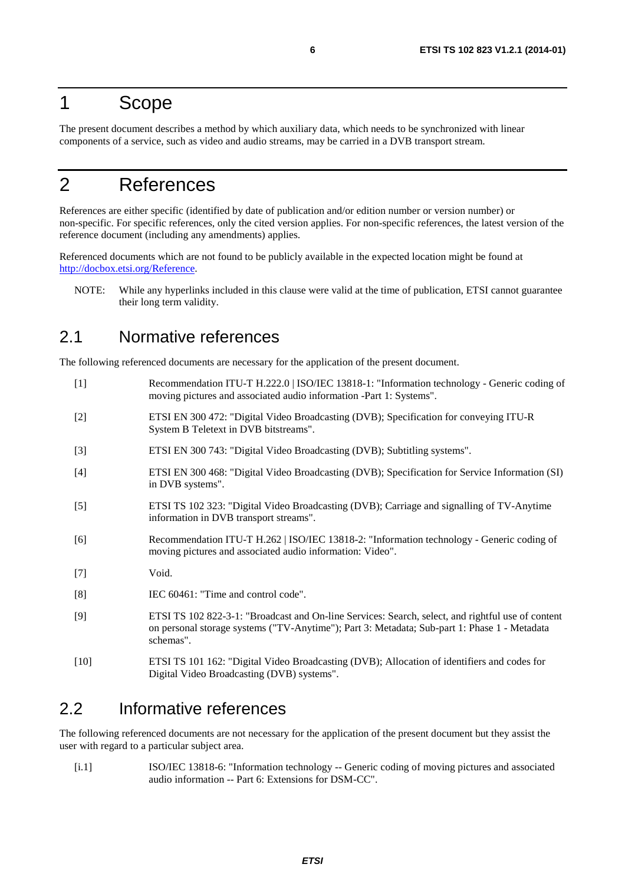# 1 Scope

The present document describes a method by which auxiliary data, which needs to be synchronized with linear components of a service, such as video and audio streams, may be carried in a DVB transport stream.

# 2 References

References are either specific (identified by date of publication and/or edition number or version number) or non-specific. For specific references, only the cited version applies. For non-specific references, the latest version of the reference document (including any amendments) applies.

Referenced documents which are not found to be publicly available in the expected location might be found at http://docbox.etsi.org/Reference.

NOTE: While any hyperlinks included in this clause were valid at the time of publication, ETSI cannot guarantee their long term validity.

## 2.1 Normative references

The following referenced documents are necessary for the application of the present document.

[1] Recommendation ITU-T H.222.0 | ISO/IEC 13818-1: "Information technology - Generic coding of moving pictures and associated audio information -Part 1: Systems".

[2] ETSI EN 300 472: "Digital Video Broadcasting (DVB); Specification for conveying ITU-R System B Teletext in DVB bitstreams".

[3] ETSI EN 300 743: "Digital Video Broadcasting (DVB); Subtitling systems".

[4] ETSI EN 300 468: "Digital Video Broadcasting (DVB); Specification for Service Information (SI) in DVB systems".

[5] ETSI TS 102 323: "Digital Video Broadcasting (DVB); Carriage and signalling of TV-Anytime information in DVB transport streams".

[6] Recommendation ITU-T H.262 | ISO/IEC 13818-2: "Information technology - Generic coding of moving pictures and associated audio information: Video".

[7] Void.

[8] IEC 60461: "Time and control code".

[9] ETSI TS 102 822-3-1: "Broadcast and On-line Services: Search, select, and rightful use of content on personal storage systems ("TV-Anytime"); Part 3: Metadata; Sub-part 1: Phase 1 - Metadata schemas".

[10] ETSI TS 101 162: "Digital Video Broadcasting (DVB); Allocation of identifiers and codes for Digital Video Broadcasting (DVB) systems".

## 2.2 Informative references

The following referenced documents are not necessary for the application of the present document but they assist the user with regard to a particular subject area.

[i.1] ISO/IEC 13818-6: "Information technology -- Generic coding of moving pictures and associated audio information -- Part 6: Extensions for DSM-CC".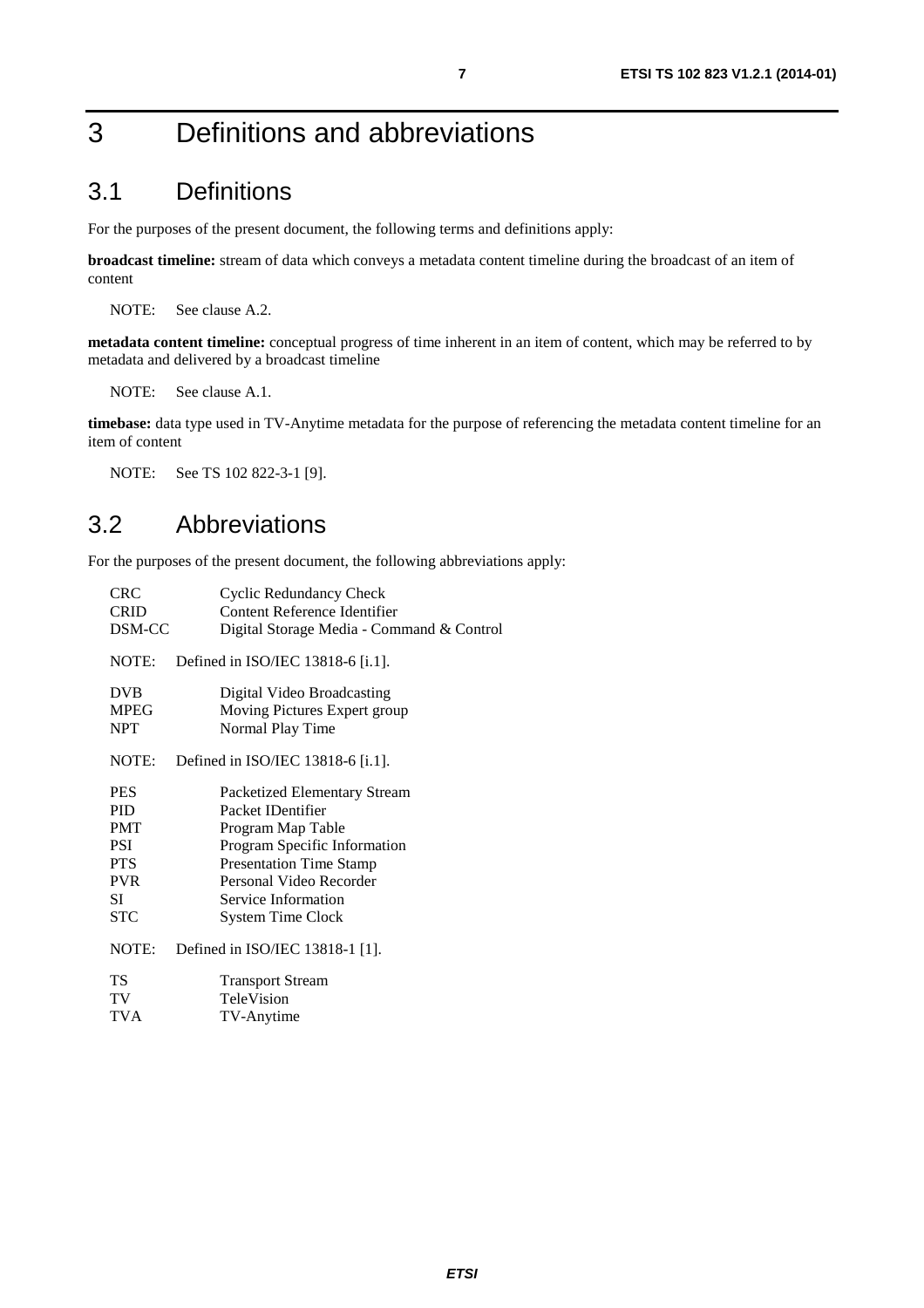# 3 Definitions and abbreviations

## 3.1 Definitions

For the purposes of the present document, the following terms and definitions apply:

**broadcast timeline:** stream of data which conveys a metadata content timeline during the broadcast of an item of content

NOTE: See clause A.2.

**metadata content timeline:** conceptual progress of time inherent in an item of content, which may be referred to by metadata and delivered by a broadcast timeline

NOTE: See clause A.1.

**timebase:** data type used in TV-Anytime metadata for the purpose of referencing the metadata content timeline for an item of content

NOTE: See TS 102 822-3-1 [9].

## 3.2 Abbreviations

For the purposes of the present document, the following abbreviations apply:

CRC Cyclic Redundancy Check
CRID Content Reference Identifier
DSM-CC Digital Storage Media - Command & Control

NOTE: Defined in ISO/IEC 13818-6 [i.1].

DVB Digital Video Broadcasting
MPEG Moving Pictures Expert group
NPT Normal Play Time

NOTE: Defined in ISO/IEC 13818-6 [i.1].

PES Packetized Elementary Stream
PID Packet IDentifier
PMT Program Map Table
PSI Program Specific Information
PTS Presentation Time Stamp
PVR Personal Video Recorder
SI Service Information
STC System Time Clock

NOTE: Defined in ISO/IEC 13818-1 [1].

TS Transport Stream
TV TeleVision
TVA TV-Anytime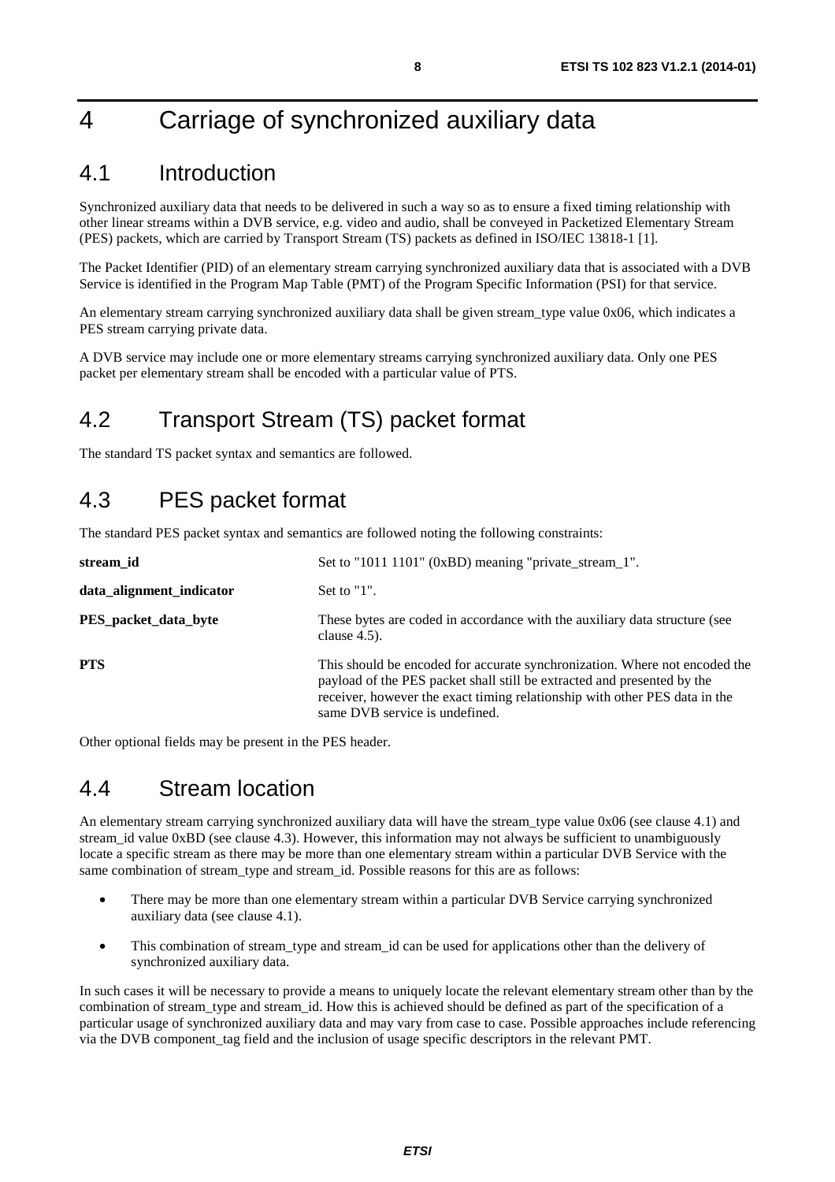# 4 Carriage of synchronized auxiliary data

## 4.1 Introduction

Synchronized auxiliary data that needs to be delivered in such a way so as to ensure a fixed timing relationship with other linear streams within a DVB service, e.g. video and audio, shall be conveyed in Packetized Elementary Stream (PES) packets, which are carried by Transport Stream (TS) packets as defined in ISO/IEC 13818-1 [1].

The Packet Identifier (PID) of an elementary stream carrying synchronized auxiliary data that is associated with a DVB Service is identified in the Program Map Table (PMT) of the Program Specific Information (PSI) for that service.

An elementary stream carrying synchronized auxiliary data shall be given stream_type value 0x06, which indicates a PES stream carrying private data.

A DVB service may include one or more elementary streams carrying synchronized auxiliary data. Only one PES packet per elementary stream shall be encoded with a particular value of PTS.

## 4.2 Transport Stream (TS) packet format

The standard TS packet syntax and semantics are followed.

## 4.3 PES packet format

The standard PES packet syntax and semantics are followed noting the following constraints:

**stream_id**
Set to "1011 1101" (0xBD) meaning "private_stream_1".

**data_alignment_indicator**
Set to "1".

**PES_packet_data_byte**
These bytes are coded in accordance with the auxiliary data structure (see clause 4.5).

**PTS**
This should be encoded for accurate synchronization. Where not encoded the payload of the PES packet shall still be extracted and presented by the receiver, however the exact timing relationship with other PES data in the same DVB service is undefined.

Other optional fields may be present in the PES header.

## 4.4 Stream location

An elementary stream carrying synchronized auxiliary data will have the stream_type value 0x06 (see clause 4.1) and stream_id value 0xBD (see clause 4.3). However, this information may not always be sufficient to unambiguously locate a specific stream as there may be more than one elementary stream within a particular DVB Service with the same combination of stream_type and stream_id. Possible reasons for this are as follows:

- There may be more than one elementary stream within a particular DVB Service carrying synchronized auxiliary data (see clause 4.1).
- This combination of stream_type and stream_id can be used for applications other than the delivery of synchronized auxiliary data.

In such cases it will be necessary to provide a means to uniquely locate the relevant elementary stream other than by the combination of stream_type and stream_id. How this is achieved should be defined as part of the specification of a particular usage of synchronized auxiliary data and may vary from case to case. Possible approaches include referencing via the DVB component_tag field and the inclusion of usage specific descriptors in the relevant PMT.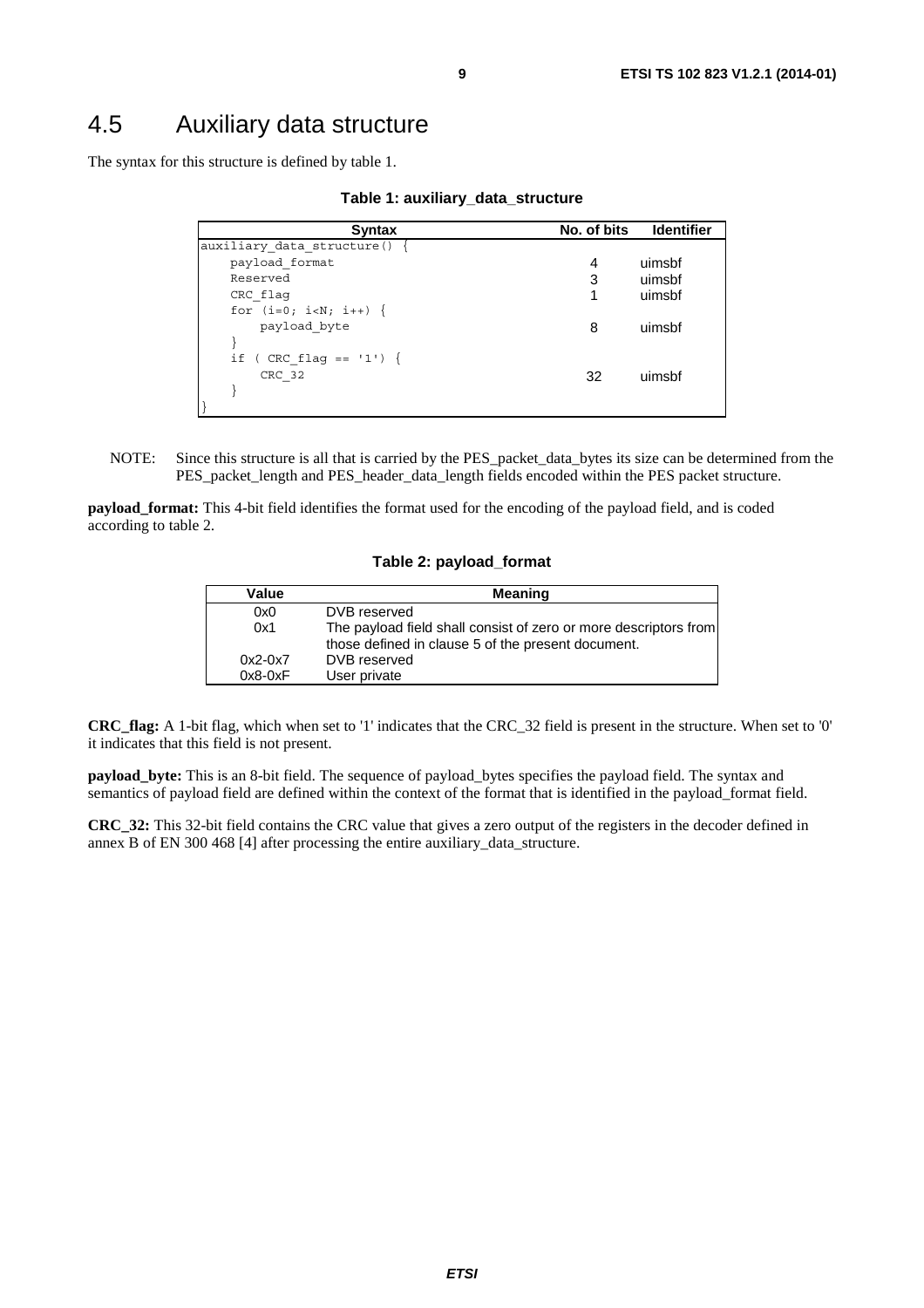## 4.5 Auxiliary data structure

The syntax for this structure is defined by table 1.

**Table 1: auxiliary_data_structure**

| Syntax | No. of bits | Identifier |
|---|---|---|
| auxiliary_data_structure() { | | |
| &nbsp;&nbsp;&nbsp;&nbsp;payload_format | 4 | uimsbf |
| &nbsp;&nbsp;&nbsp;&nbsp;Reserved | 3 | uimsbf |
| &nbsp;&nbsp;&nbsp;&nbsp;CRC_flag | 1 | uimsbf |
| &nbsp;&nbsp;&nbsp;&nbsp;for (i=0; i<N; i++) { | | |
| &nbsp;&nbsp;&nbsp;&nbsp;&nbsp;&nbsp;&nbsp;&nbsp;payload_byte | 8 | uimsbf |
| &nbsp;&nbsp;&nbsp;&nbsp;} | | |
| &nbsp;&nbsp;&nbsp;&nbsp;if ( CRC_flag == '1') { | | |
| &nbsp;&nbsp;&nbsp;&nbsp;&nbsp;&nbsp;&nbsp;&nbsp;CRC_32 | 32 | uimsbf |
| &nbsp;&nbsp;&nbsp;&nbsp;} | | |
| } | | |

NOTE: Since this structure is all that is carried by the PES_packet_data_bytes its size can be determined from the PES_packet_length and PES_header_data_length fields encoded within the PES packet structure.

**payload_format:** This 4-bit field identifies the format used for the encoding of the payload field, and is coded according to table 2.

**Table 2: payload_format**

| Value | Meaning |
|---|---|
| 0x0 | DVB reserved |
| 0x1 | The payload field shall consist of zero or more descriptors from those defined in clause 5 of the present document. |
| 0x2-0x7 | DVB reserved |
| 0x8-0xF | User private |

**CRC_flag:** A 1-bit flag, which when set to '1' indicates that the CRC_32 field is present in the structure. When set to '0' it indicates that this field is not present.

**payload_byte:** This is an 8-bit field. The sequence of payload_bytes specifies the payload field. The syntax and semantics of payload field are defined within the context of the format that is identified in the payload_format field.

**CRC_32:** This 32-bit field contains the CRC value that gives a zero output of the registers in the decoder defined in annex B of EN 300 468 [4] after processing the entire auxiliary_data_structure.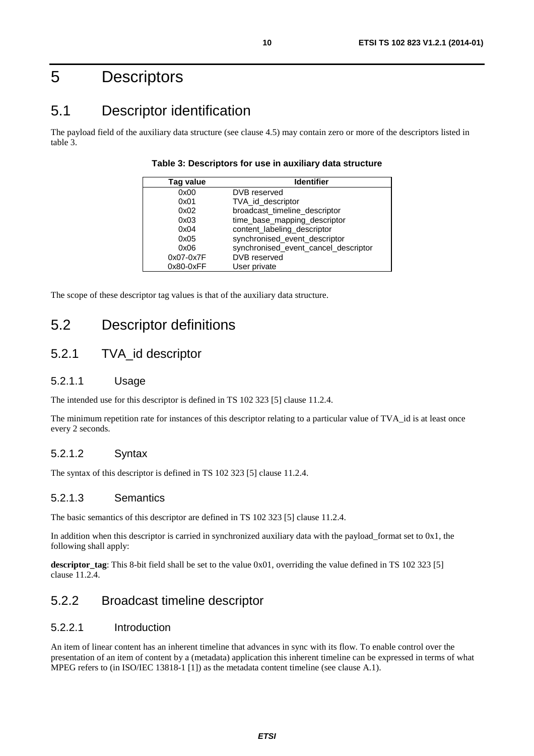# 5 Descriptors

## 5.1 Descriptor identification

The payload field of the auxiliary data structure (see clause 4.5) may contain zero or more of the descriptors listed in table 3.

**Table 3: Descriptors for use in auxiliary data structure**

| Tag value | Identifier |
|---|---|
| 0x00 | DVB reserved |
| 0x01 | TVA_id_descriptor |
| 0x02 | broadcast_timeline_descriptor |
| 0x03 | time_base_mapping_descriptor |
| 0x04 | content_labeling_descriptor |
| 0x05 | synchronised_event_descriptor |
| 0x06 | synchronised_event_cancel_descriptor |
| 0x07-0x7F | DVB reserved |
| 0x80-0xFF | User private |

The scope of these descriptor tag values is that of the auxiliary data structure.

## 5.2 Descriptor definitions

### 5.2.1 TVA_id descriptor

#### 5.2.1.1 Usage

The intended use for this descriptor is defined in TS 102 323 [5] clause 11.2.4.

The minimum repetition rate for instances of this descriptor relating to a particular value of TVA_id is at least once every 2 seconds.

#### 5.2.1.2 Syntax

The syntax of this descriptor is defined in TS 102 323 [5] clause 11.2.4.

#### 5.2.1.3 Semantics

The basic semantics of this descriptor are defined in TS 102 323 [5] clause 11.2.4.

In addition when this descriptor is carried in synchronized auxiliary data with the payload_format set to 0x1, the following shall apply:

**descriptor_tag**: This 8-bit field shall be set to the value 0x01, overriding the value defined in TS 102 323 [5] clause 11.2.4.

### 5.2.2 Broadcast timeline descriptor

#### 5.2.2.1 Introduction

An item of linear content has an inherent timeline that advances in sync with its flow. To enable control over the presentation of an item of content by a (metadata) application this inherent timeline can be expressed in terms of what MPEG refers to (in ISO/IEC 13818-1 [1]) as the metadata content timeline (see clause A.1).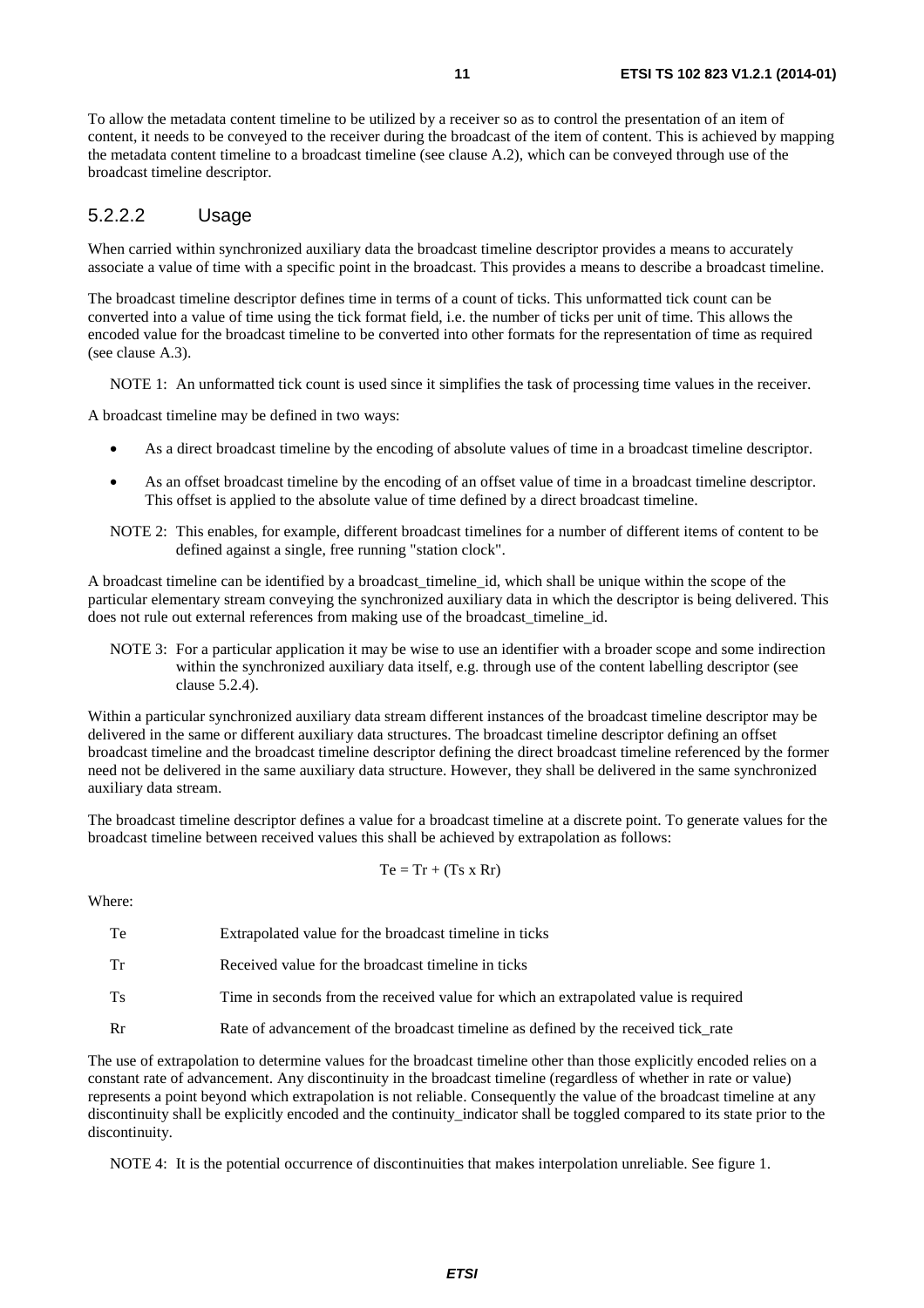To allow the metadata content timeline to be utilized by a receiver so as to control the presentation of an item of content, it needs to be conveyed to the receiver during the broadcast of the item of content. This is achieved by mapping the metadata content timeline to a broadcast timeline (see clause A.2), which can be conveyed through use of the broadcast timeline descriptor.

#### 5.2.2.2 Usage

When carried within synchronized auxiliary data the broadcast timeline descriptor provides a means to accurately associate a value of time with a specific point in the broadcast. This provides a means to describe a broadcast timeline.

The broadcast timeline descriptor defines time in terms of a count of ticks. This unformatted tick count can be converted into a value of time using the tick format field, i.e. the number of ticks per unit of time. This allows the encoded value for the broadcast timeline to be converted into other formats for the representation of time as required (see clause A.3).

NOTE 1: An unformatted tick count is used since it simplifies the task of processing time values in the receiver.

A broadcast timeline may be defined in two ways:

- As a direct broadcast timeline by the encoding of absolute values of time in a broadcast timeline descriptor.
- As an offset broadcast timeline by the encoding of an offset value of time in a broadcast timeline descriptor. This offset is applied to the absolute value of time defined by a direct broadcast timeline.

NOTE 2: This enables, for example, different broadcast timelines for a number of different items of content to be defined against a single, free running "station clock".

A broadcast timeline can be identified by a broadcast_timeline_id, which shall be unique within the scope of the particular elementary stream conveying the synchronized auxiliary data in which the descriptor is being delivered. This does not rule out external references from making use of the broadcast_timeline_id.

NOTE 3: For a particular application it may be wise to use an identifier with a broader scope and some indirection within the synchronized auxiliary data itself, e.g. through use of the content labelling descriptor (see clause 5.2.4).

Within a particular synchronized auxiliary data stream different instances of the broadcast timeline descriptor may be delivered in the same or different auxiliary data structures. The broadcast timeline descriptor defining an offset broadcast timeline and the broadcast timeline descriptor defining the direct broadcast timeline referenced by the former need not be delivered in the same auxiliary data structure. However, they shall be delivered in the same synchronized auxiliary data stream.

The broadcast timeline descriptor defines a value for a broadcast timeline at a discrete point. To generate values for the broadcast timeline between received values this shall be achieved by extrapolation as follows:

$$Te = Tr + (Ts \times Rr)$$

Where:

| | |
|---|---|
| Te | Extrapolated value for the broadcast timeline in ticks |
| Tr | Received value for the broadcast timeline in ticks |
| Ts | Time in seconds from the received value for which an extrapolated value is required |
| Rr | Rate of advancement of the broadcast timeline as defined by the received tick_rate |

The use of extrapolation to determine values for the broadcast timeline other than those explicitly encoded relies on a constant rate of advancement. Any discontinuity in the broadcast timeline (regardless of whether in rate or value) represents a point beyond which extrapolation is not reliable. Consequently the value of the broadcast timeline at any discontinuity shall be explicitly encoded and the continuity_indicator shall be toggled compared to its state prior to the discontinuity.

NOTE 4: It is the potential occurrence of discontinuities that makes interpolation unreliable. See figure 1.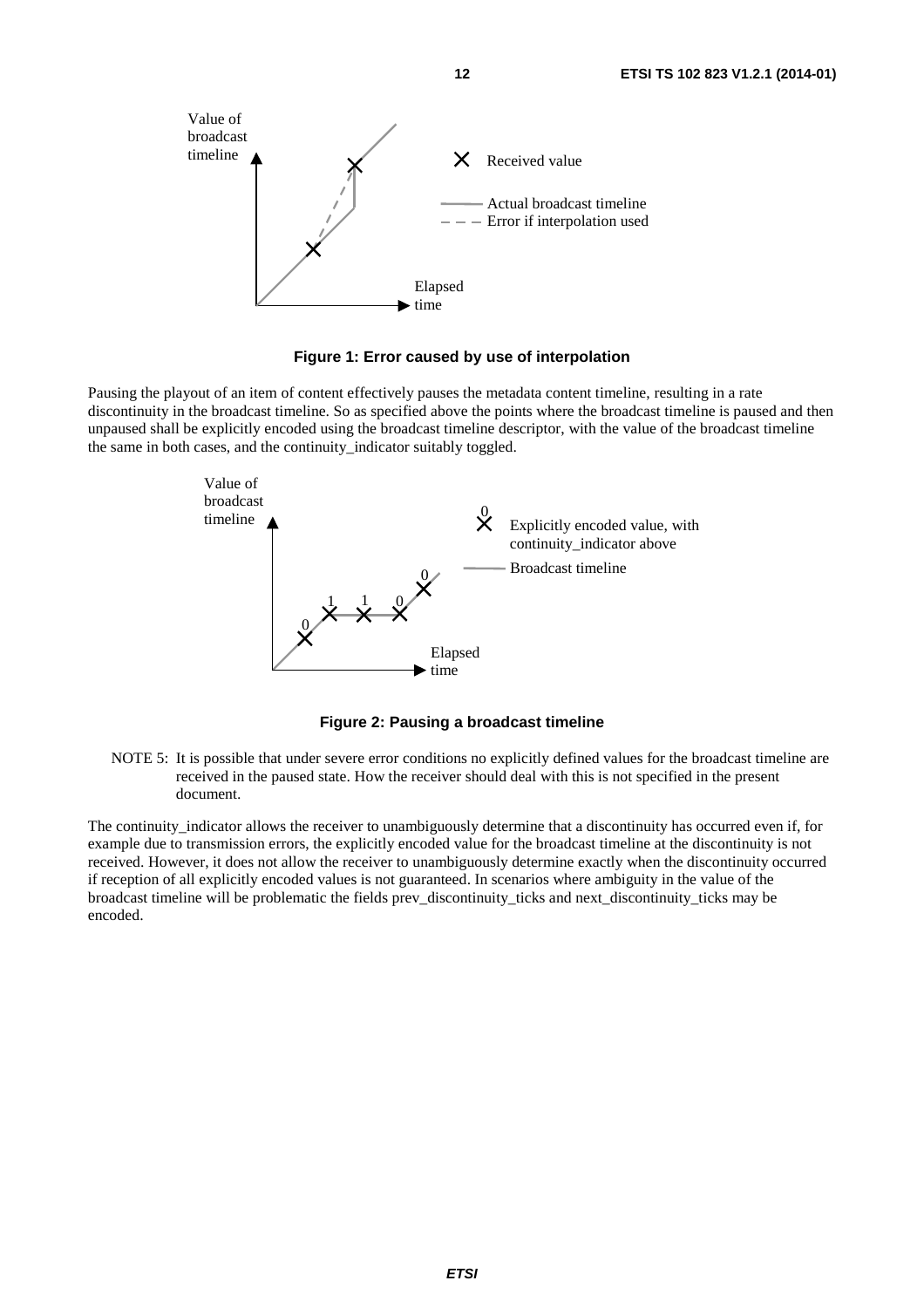**Figure 1: Error caused by use of interpolation**

Pausing the playout of an item of content effectively pauses the metadata content timeline, resulting in a rate discontinuity in the broadcast timeline. So as specified above the points where the broadcast timeline is paused and then unpaused shall be explicitly encoded using the broadcast timeline descriptor, with the value of the broadcast timeline the same in both cases, and the continuity_indicator suitably toggled.

**Figure 2: Pausing a broadcast timeline**

NOTE 5: It is possible that under severe error conditions no explicitly defined values for the broadcast timeline are received in the paused state. How the receiver should deal with this is not specified in the present document.

The continuity_indicator allows the receiver to unambiguously determine that a discontinuity has occurred even if, for example due to transmission errors, the explicitly encoded value for the broadcast timeline at the discontinuity is not received. However, it does not allow the receiver to unambiguously determine exactly when the discontinuity occurred if reception of all explicitly encoded values is not guaranteed. In scenarios where ambiguity in the value of the broadcast timeline will be problematic the fields prev_discontinuity_ticks and next_discontinuity_ticks may be encoded.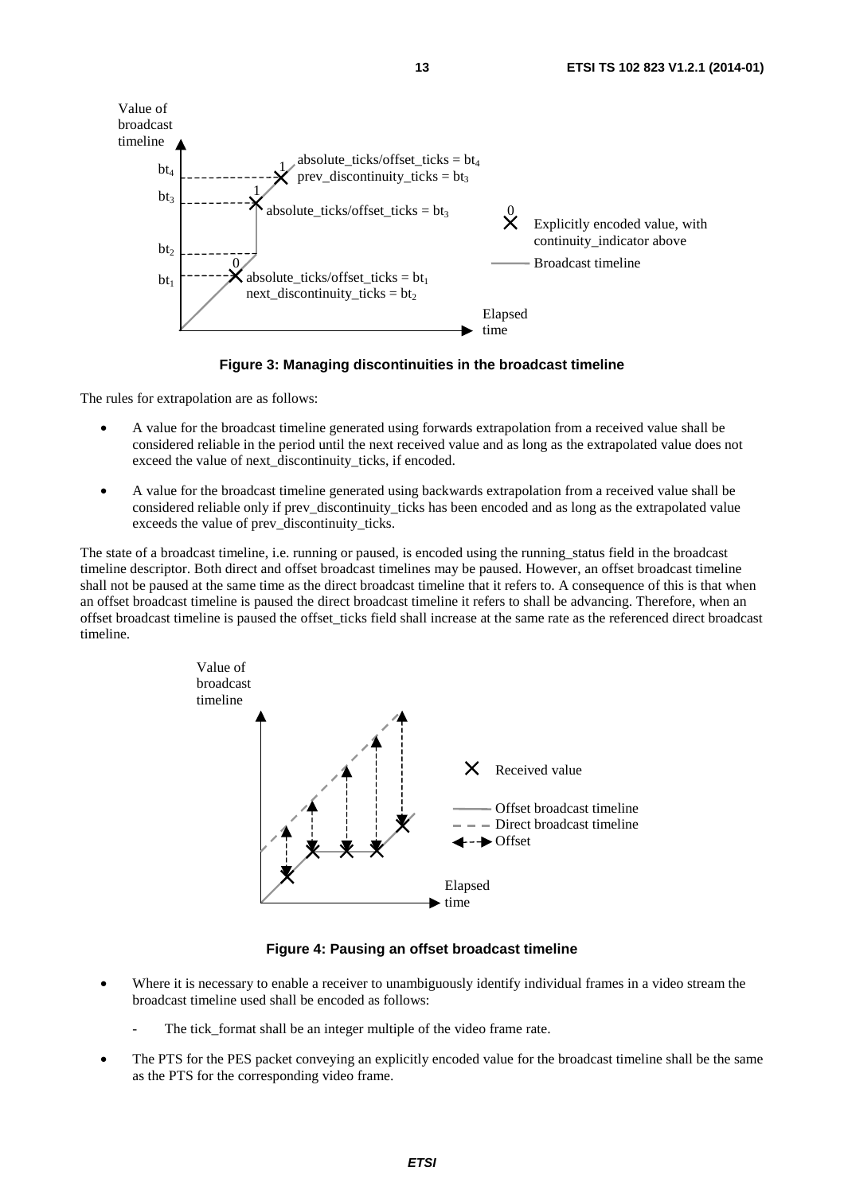**Figure 3: Managing discontinuities in the broadcast timeline**

The rules for extrapolation are as follows:

- A value for the broadcast timeline generated using forwards extrapolation from a received value shall be considered reliable in the period until the next received value and as long as the extrapolated value does not exceed the value of next_discontinuity_ticks, if encoded.
- A value for the broadcast timeline generated using backwards extrapolation from a received value shall be considered reliable only if prev_discontinuity_ticks has been encoded and as long as the extrapolated value exceeds the value of prev_discontinuity_ticks.

The state of a broadcast timeline, i.e. running or paused, is encoded using the running_status field in the broadcast timeline descriptor. Both direct and offset broadcast timelines may be paused. However, an offset broadcast timeline shall not be paused at the same time as the direct broadcast timeline that it refers to. A consequence of this is that when an offset broadcast timeline is paused the direct broadcast timeline it refers to shall be advancing. Therefore, when an offset broadcast timeline is paused the offset_ticks field shall increase at the same rate as the referenced direct broadcast timeline.

**Figure 4: Pausing an offset broadcast timeline**

- Where it is necessary to enable a receiver to unambiguously identify individual frames in a video stream the broadcast timeline used shall be encoded as follows:
  - The tick_format shall be an integer multiple of the video frame rate.
- The PTS for the PES packet conveying an explicitly encoded value for the broadcast timeline shall be the same as the PTS for the corresponding video frame.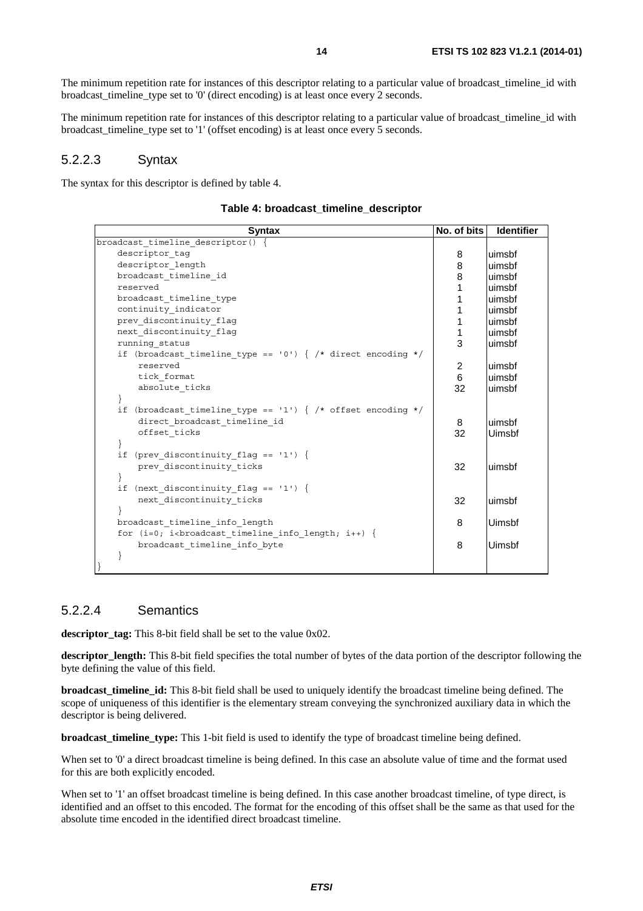The minimum repetition rate for instances of this descriptor relating to a particular value of broadcast_timeline_id with broadcast_timeline_type set to '0' (direct encoding) is at least once every 2 seconds.

The minimum repetition rate for instances of this descriptor relating to a particular value of broadcast_timeline_id with broadcast_timeline_type set to '1' (offset encoding) is at least once every 5 seconds.

#### 5.2.2.3 Syntax

The syntax for this descriptor is defined by table 4.

**Table 4: broadcast_timeline_descriptor**

| Syntax | No. of bits | Identifier |
|---|---|---|
| broadcast_timeline_descriptor() { | | |
| descriptor_tag | 8 | uimsbf |
| descriptor_length | 8 | uimsbf |
| broadcast_timeline_id | 8 | uimsbf |
| reserved | 1 | uimsbf |
| broadcast_timeline_type | 1 | uimsbf |
| continuity_indicator | 1 | uimsbf |
| prev_discontinuity_flag | 1 | uimsbf |
| next_discontinuity_flag | 1 | uimsbf |
| running_status | 3 | uimsbf |
| if (broadcast_timeline_type == '0') { /* direct encoding */ | | |
| reserved | 2 | uimsbf |
| tick_format | 6 | uimsbf |
| absolute_ticks | 32 | uimsbf |
| } | | |
| if (broadcast_timeline_type == '1') { /* offset encoding */ | | |
| direct_broadcast_timeline_id | 8 | uimsbf |
| offset_ticks | 32 | Uimsbf |
| } | | |
| if (prev_discontinuity_flag == '1') { | | |
| prev_discontinuity_ticks | 32 | uimsbf |
| } | | |
| if (next_discontinuity_flag == '1') { | | |
| next_discontinuity_ticks | 32 | uimsbf |
| } | | |
| broadcast_timeline_info_length | 8 | Uimsbf |
| for (i=0; i<broadcast_timeline_info_length; i++) { | | |
| broadcast_timeline_info_byte | 8 | Uimsbf |
| } | | |
| } | | |

#### 5.2.2.4 Semantics

**descriptor_tag:** This 8-bit field shall be set to the value 0x02.

**descriptor_length:** This 8-bit field specifies the total number of bytes of the data portion of the descriptor following the byte defining the value of this field.

**broadcast_timeline_id:** This 8-bit field shall be used to uniquely identify the broadcast timeline being defined. The scope of uniqueness of this identifier is the elementary stream conveying the synchronized auxiliary data in which the descriptor is being delivered.

**broadcast_timeline_type:** This 1-bit field is used to identify the type of broadcast timeline being defined.

When set to '0' a direct broadcast timeline is being defined. In this case an absolute value of time and the format used for this are both explicitly encoded.

When set to '1' an offset broadcast timeline is being defined. In this case another broadcast timeline, of type direct, is identified and an offset to this encoded. The format for the encoding of this offset shall be the same as that used for the absolute time encoded in the identified direct broadcast timeline.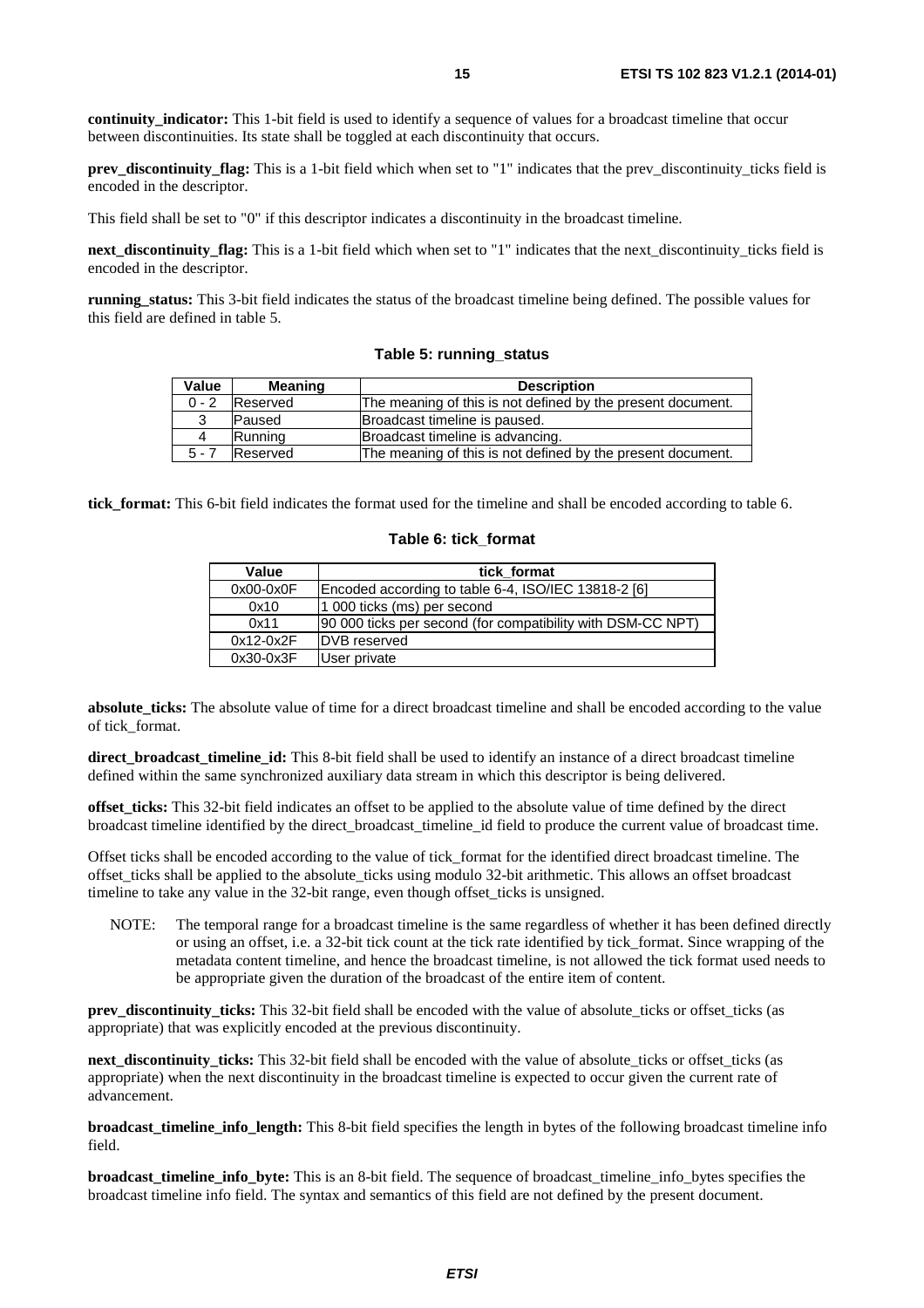**continuity_indicator:** This 1-bit field is used to identify a sequence of values for a broadcast timeline that occur between discontinuities. Its state shall be toggled at each discontinuity that occurs.

**prev_discontinuity_flag:** This is a 1-bit field which when set to "1" indicates that the prev_discontinuity_ticks field is encoded in the descriptor.

This field shall be set to "0" if this descriptor indicates a discontinuity in the broadcast timeline.

**next_discontinuity_flag:** This is a 1-bit field which when set to "1" indicates that the next_discontinuity_ticks field is encoded in the descriptor.

**running_status:** This 3-bit field indicates the status of the broadcast timeline being defined. The possible values for this field are defined in table 5.

**Table 5: running_status**

| Value | Meaning | Description |
|---|---|---|
| 0 - 2 | Reserved | The meaning of this is not defined by the present document. |
| 3 | Paused | Broadcast timeline is paused. |
| 4 | Running | Broadcast timeline is advancing. |
| 5 - 7 | Reserved | The meaning of this is not defined by the present document. |

**tick_format:** This 6-bit field indicates the format used for the timeline and shall be encoded according to table 6.

**Table 6: tick_format**

| Value | tick_format |
|---|---|
| 0x00-0x0F | Encoded according to table 6-4, ISO/IEC 13818-2 [6] |
| 0x10 | 1 000 ticks (ms) per second |
| 0x11 | 90 000 ticks per second (for compatibility with DSM-CC NPT) |
| 0x12-0x2F | DVB reserved |
| 0x30-0x3F | User private |

**absolute_ticks:** The absolute value of time for a direct broadcast timeline and shall be encoded according to the value of tick_format.

**direct_broadcast_timeline_id:** This 8-bit field shall be used to identify an instance of a direct broadcast timeline defined within the same synchronized auxiliary data stream in which this descriptor is being delivered.

**offset_ticks:** This 32-bit field indicates an offset to be applied to the absolute value of time defined by the direct broadcast timeline identified by the direct_broadcast_timeline_id field to produce the current value of broadcast time.

Offset ticks shall be encoded according to the value of tick_format for the identified direct broadcast timeline. The offset_ticks shall be applied to the absolute_ticks using modulo 32-bit arithmetic. This allows an offset broadcast timeline to take any value in the 32-bit range, even though offset_ticks is unsigned.

NOTE: The temporal range for a broadcast timeline is the same regardless of whether it has been defined directly or using an offset, i.e. a 32-bit tick count at the tick rate identified by tick_format. Since wrapping of the metadata content timeline, and hence the broadcast timeline, is not allowed the tick format used needs to be appropriate given the duration of the broadcast of the entire item of content.

**prev_discontinuity_ticks:** This 32-bit field shall be encoded with the value of absolute_ticks or offset_ticks (as appropriate) that was explicitly encoded at the previous discontinuity.

**next_discontinuity_ticks:** This 32-bit field shall be encoded with the value of absolute_ticks or offset_ticks (as appropriate) when the next discontinuity in the broadcast timeline is expected to occur given the current rate of advancement.

**broadcast_timeline_info_length:** This 8-bit field specifies the length in bytes of the following broadcast timeline info field.

**broadcast_timeline_info_byte:** This is an 8-bit field. The sequence of broadcast_timeline_info_bytes specifies the broadcast timeline info field. The syntax and semantics of this field are not defined by the present document.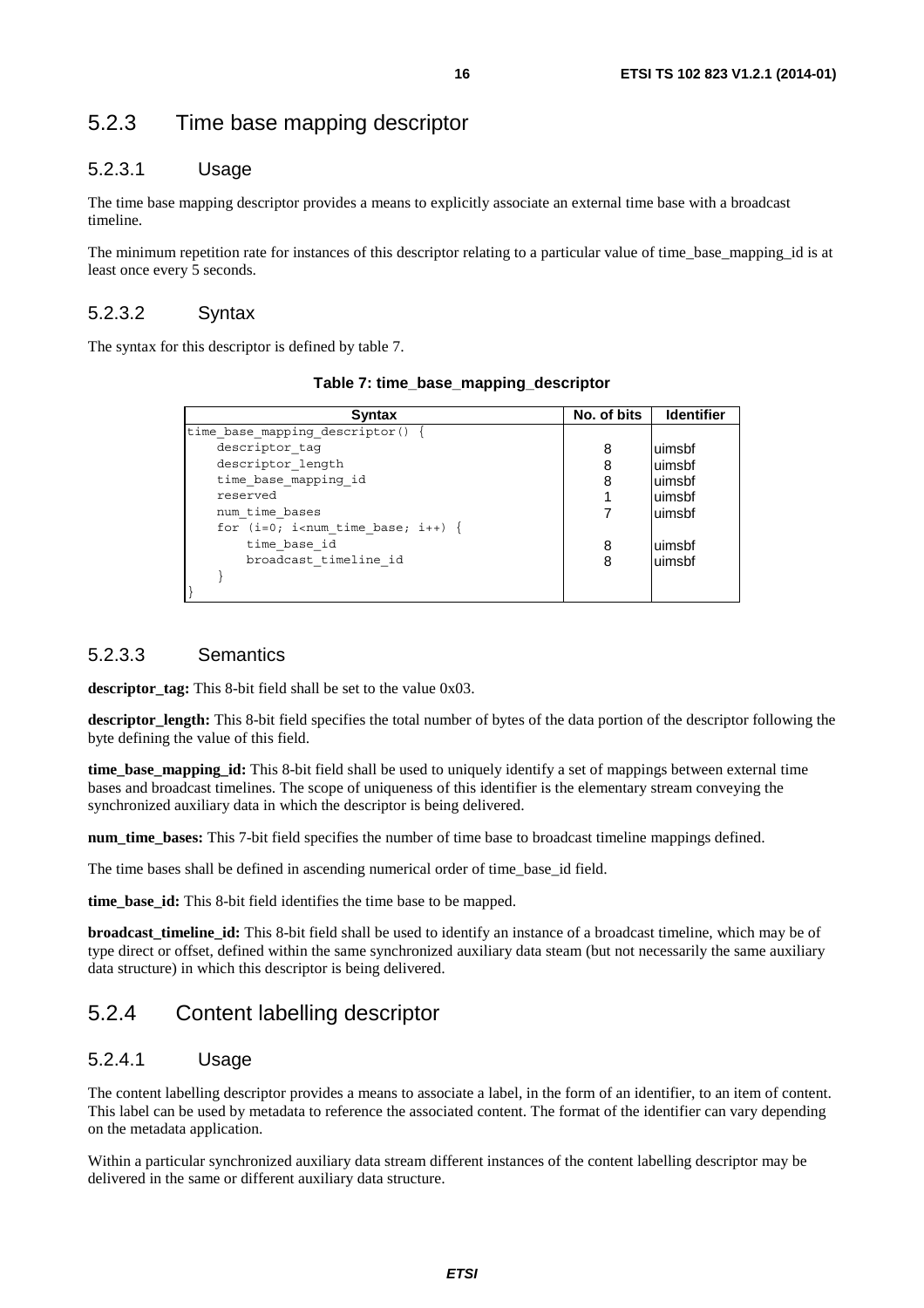## 5.2.3 Time base mapping descriptor

### 5.2.3.1 Usage

The time base mapping descriptor provides a means to explicitly associate an external time base with a broadcast timeline.

The minimum repetition rate for instances of this descriptor relating to a particular value of time_base_mapping_id is at least once every 5 seconds.

### 5.2.3.2 Syntax

The syntax for this descriptor is defined by table 7.

**Table 7: time_base_mapping_descriptor**

| Syntax | No. of bits | Identifier |
|---|---|---|
| time_base_mapping_descriptor() { | | |
| descriptor_tag | 8 | uimsbf |
| descriptor_length | 8 | uimsbf |
| time_base_mapping_id | 8 | uimsbf |
| reserved | 1 | uimsbf |
| num_time_bases | 7 | uimsbf |
| for (i=0; i<num_time_base; i++) { | | |
| time_base_id | 8 | uimsbf |
| broadcast_timeline_id | 8 | uimsbf |
| } | | |
| } | | |

### 5.2.3.3 Semantics

**descriptor_tag:** This 8-bit field shall be set to the value 0x03.

**descriptor_length:** This 8-bit field specifies the total number of bytes of the data portion of the descriptor following the byte defining the value of this field.

**time_base_mapping_id:** This 8-bit field shall be used to uniquely identify a set of mappings between external time bases and broadcast timelines. The scope of uniqueness of this identifier is the elementary stream conveying the synchronized auxiliary data in which the descriptor is being delivered.

**num_time_bases:** This 7-bit field specifies the number of time base to broadcast timeline mappings defined.

The time bases shall be defined in ascending numerical order of time_base_id field.

**time_base_id:** This 8-bit field identifies the time base to be mapped.

**broadcast_timeline_id:** This 8-bit field shall be used to identify an instance of a broadcast timeline, which may be of type direct or offset, defined within the same synchronized auxiliary data steam (but not necessarily the same auxiliary data structure) in which this descriptor is being delivered.

## 5.2.4 Content labelling descriptor

### 5.2.4.1 Usage

The content labelling descriptor provides a means to associate a label, in the form of an identifier, to an item of content. This label can be used by metadata to reference the associated content. The format of the identifier can vary depending on the metadata application.

Within a particular synchronized auxiliary data stream different instances of the content labelling descriptor may be delivered in the same or different auxiliary data structure.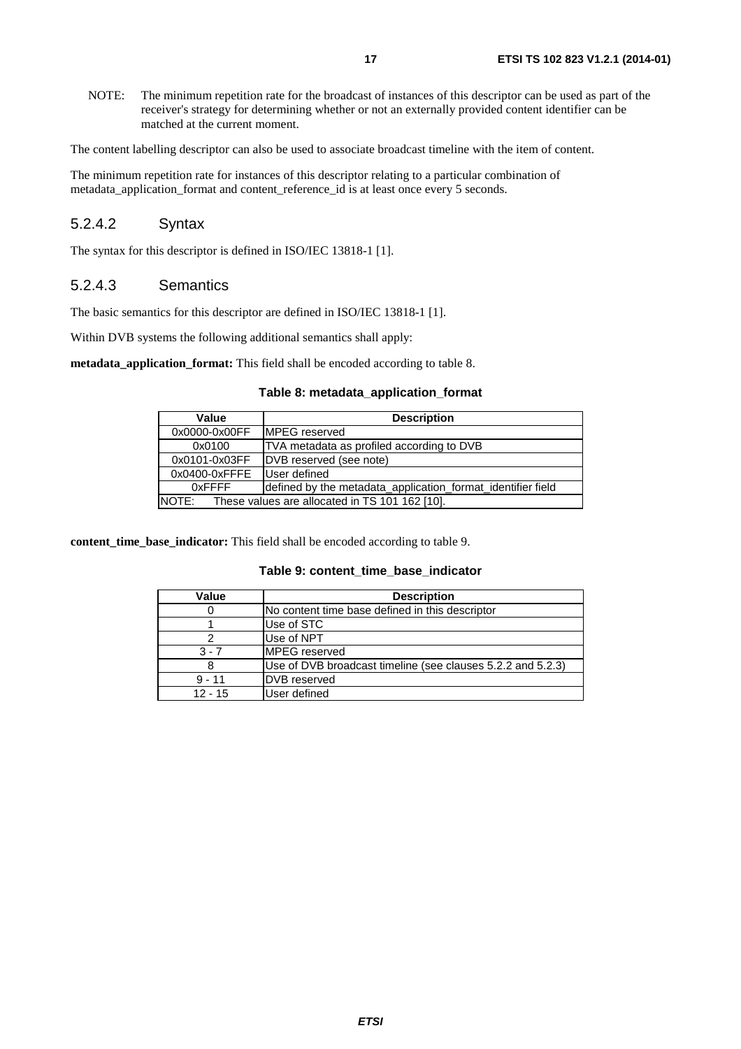NOTE: The minimum repetition rate for the broadcast of instances of this descriptor can be used as part of the receiver's strategy for determining whether or not an externally provided content identifier can be matched at the current moment.

The content labelling descriptor can also be used to associate broadcast timeline with the item of content.

The minimum repetition rate for instances of this descriptor relating to a particular combination of metadata_application_format and content_reference_id is at least once every 5 seconds.

### 5.2.4.2 Syntax

The syntax for this descriptor is defined in ISO/IEC 13818-1 [1].

### 5.2.4.3 Semantics

The basic semantics for this descriptor are defined in ISO/IEC 13818-1 [1].

Within DVB systems the following additional semantics shall apply:

**metadata_application_format:** This field shall be encoded according to table 8.

**Table 8: metadata_application_format**

| Value | Description |
|---|---|
| 0x0000-0x00FF | MPEG reserved |
| 0x0100 | TVA metadata as profiled according to DVB |
| 0x0101-0x03FF | DVB reserved (see note) |
| 0x0400-0xFFFE | User defined |
| 0xFFFF | defined by the metadata_application_format_identifier field |
| NOTE: These values are allocated in TS 101 162 [10]. | |

**content_time_base_indicator:** This field shall be encoded according to table 9.

**Table 9: content_time_base_indicator**

| Value | Description |
|---|---|
| 0 | No content time base defined in this descriptor |
| 1 | Use of STC |
| 2 | Use of NPT |
| 3 - 7 | MPEG reserved |
| 8 | Use of DVB broadcast timeline (see clauses 5.2.2 and 5.2.3) |
| 9 - 11 | DVB reserved |
| 12 - 15 | User defined |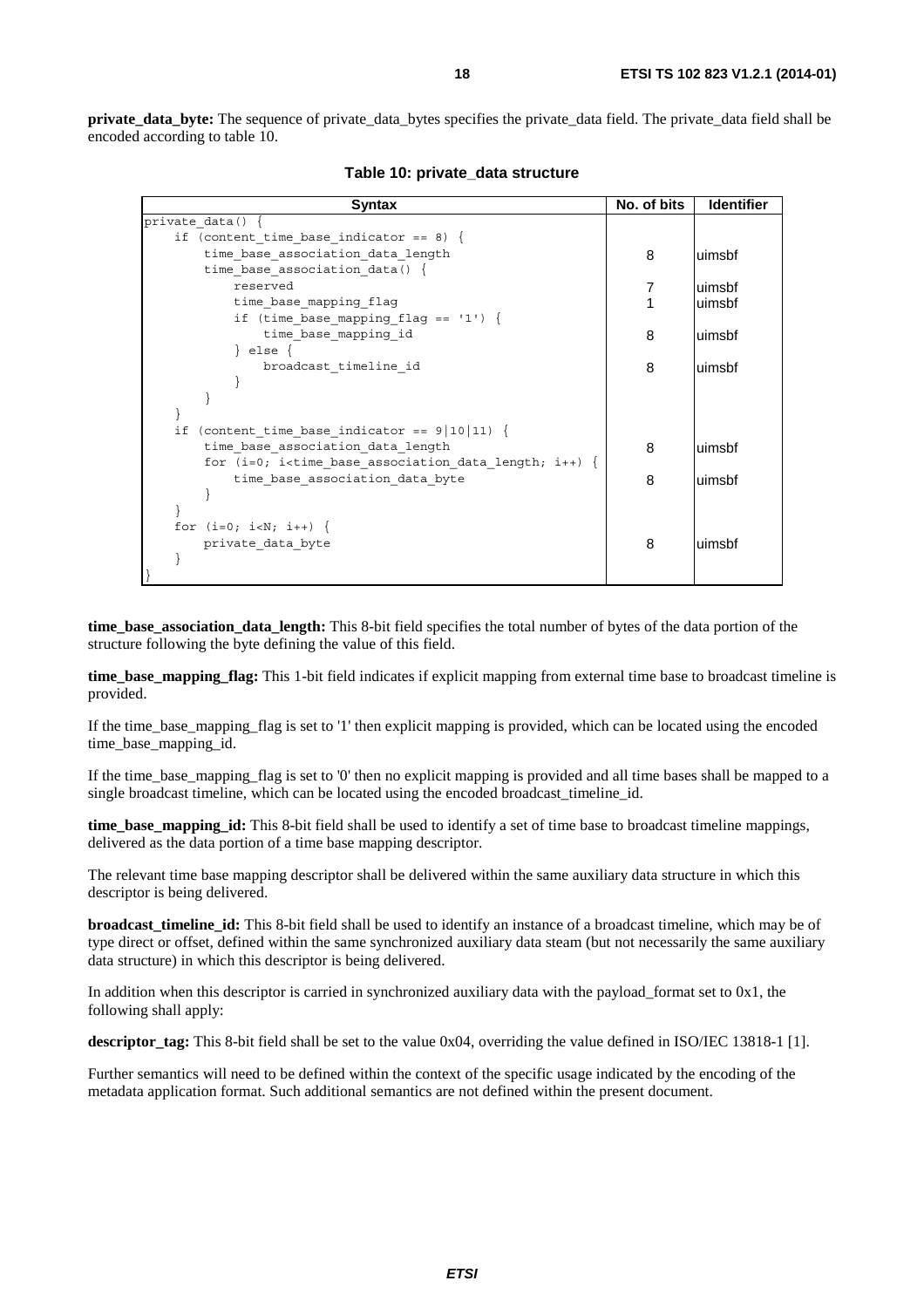**private_data_byte:** The sequence of private_data_bytes specifies the private_data field. The private_data field shall be encoded according to table 10.

**Table 10: private_data structure**

| Syntax | No. of bits | Identifier |
|---|---|---|
| private_data() { | | |
| &nbsp;&nbsp;&nbsp;&nbsp;if (content_time_base_indicator == 8) { | | |
| &nbsp;&nbsp;&nbsp;&nbsp;&nbsp;&nbsp;&nbsp;&nbsp;time_base_association_data_length | 8 | uimsbf |
| &nbsp;&nbsp;&nbsp;&nbsp;&nbsp;&nbsp;&nbsp;&nbsp;time_base_association_data() { | | |
| &nbsp;&nbsp;&nbsp;&nbsp;&nbsp;&nbsp;&nbsp;&nbsp;&nbsp;&nbsp;&nbsp;&nbsp;reserved | 7 | uimsbf |
| &nbsp;&nbsp;&nbsp;&nbsp;&nbsp;&nbsp;&nbsp;&nbsp;&nbsp;&nbsp;&nbsp;&nbsp;time_base_mapping_flag | 1 | uimsbf |
| &nbsp;&nbsp;&nbsp;&nbsp;&nbsp;&nbsp;&nbsp;&nbsp;&nbsp;&nbsp;&nbsp;&nbsp;if (time_base_mapping_flag == '1') { | | |
| &nbsp;&nbsp;&nbsp;&nbsp;&nbsp;&nbsp;&nbsp;&nbsp;&nbsp;&nbsp;&nbsp;&nbsp;&nbsp;&nbsp;&nbsp;&nbsp;time_base_mapping_id | 8 | uimsbf |
| &nbsp;&nbsp;&nbsp;&nbsp;&nbsp;&nbsp;&nbsp;&nbsp;&nbsp;&nbsp;&nbsp;&nbsp;} else { | | |
| &nbsp;&nbsp;&nbsp;&nbsp;&nbsp;&nbsp;&nbsp;&nbsp;&nbsp;&nbsp;&nbsp;&nbsp;&nbsp;&nbsp;&nbsp;&nbsp;broadcast_timeline_id | 8 | uimsbf |
| &nbsp;&nbsp;&nbsp;&nbsp;&nbsp;&nbsp;&nbsp;&nbsp;&nbsp;&nbsp;&nbsp;&nbsp;} | | |
| &nbsp;&nbsp;&nbsp;&nbsp;&nbsp;&nbsp;&nbsp;&nbsp;} | | |
| &nbsp;&nbsp;&nbsp;&nbsp;} | | |
| &nbsp;&nbsp;&nbsp;&nbsp;if (content_time_base_indicator == 9\|10\|11) { | | |
| &nbsp;&nbsp;&nbsp;&nbsp;&nbsp;&nbsp;&nbsp;&nbsp;time_base_association_data_length | 8 | uimsbf |
| &nbsp;&nbsp;&nbsp;&nbsp;&nbsp;&nbsp;&nbsp;&nbsp;for (i=0; i<time_base_association_data_length; i++) { | | |
| &nbsp;&nbsp;&nbsp;&nbsp;&nbsp;&nbsp;&nbsp;&nbsp;&nbsp;&nbsp;&nbsp;&nbsp;time_base_association_data_byte | 8 | uimsbf |
| &nbsp;&nbsp;&nbsp;&nbsp;&nbsp;&nbsp;&nbsp;&nbsp;} | | |
| &nbsp;&nbsp;&nbsp;&nbsp;} | | |
| &nbsp;&nbsp;&nbsp;&nbsp;for (i=0; i<N; i++) { | | |
| &nbsp;&nbsp;&nbsp;&nbsp;&nbsp;&nbsp;&nbsp;&nbsp;private_data_byte | 8 | uimsbf |
| &nbsp;&nbsp;&nbsp;&nbsp;} | | |
| } | | |

**time_base_association_data_length:** This 8-bit field specifies the total number of bytes of the data portion of the structure following the byte defining the value of this field.

**time_base_mapping_flag:** This 1-bit field indicates if explicit mapping from external time base to broadcast timeline is provided.

If the time_base_mapping_flag is set to '1' then explicit mapping is provided, which can be located using the encoded time_base_mapping_id.

If the time_base_mapping_flag is set to '0' then no explicit mapping is provided and all time bases shall be mapped to a single broadcast timeline, which can be located using the encoded broadcast_timeline_id.

**time_base_mapping_id:** This 8-bit field shall be used to identify a set of time base to broadcast timeline mappings, delivered as the data portion of a time base mapping descriptor.

The relevant time base mapping descriptor shall be delivered within the same auxiliary data structure in which this descriptor is being delivered.

**broadcast_timeline_id:** This 8-bit field shall be used to identify an instance of a broadcast timeline, which may be of type direct or offset, defined within the same synchronized auxiliary data steam (but not necessarily the same auxiliary data structure) in which this descriptor is being delivered.

In addition when this descriptor is carried in synchronized auxiliary data with the payload_format set to 0x1, the following shall apply:

**descriptor_tag:** This 8-bit field shall be set to the value 0x04, overriding the value defined in ISO/IEC 13818-1 [1].

Further semantics will need to be defined within the context of the specific usage indicated by the encoding of the metadata application format. Such additional semantics are not defined within the present document.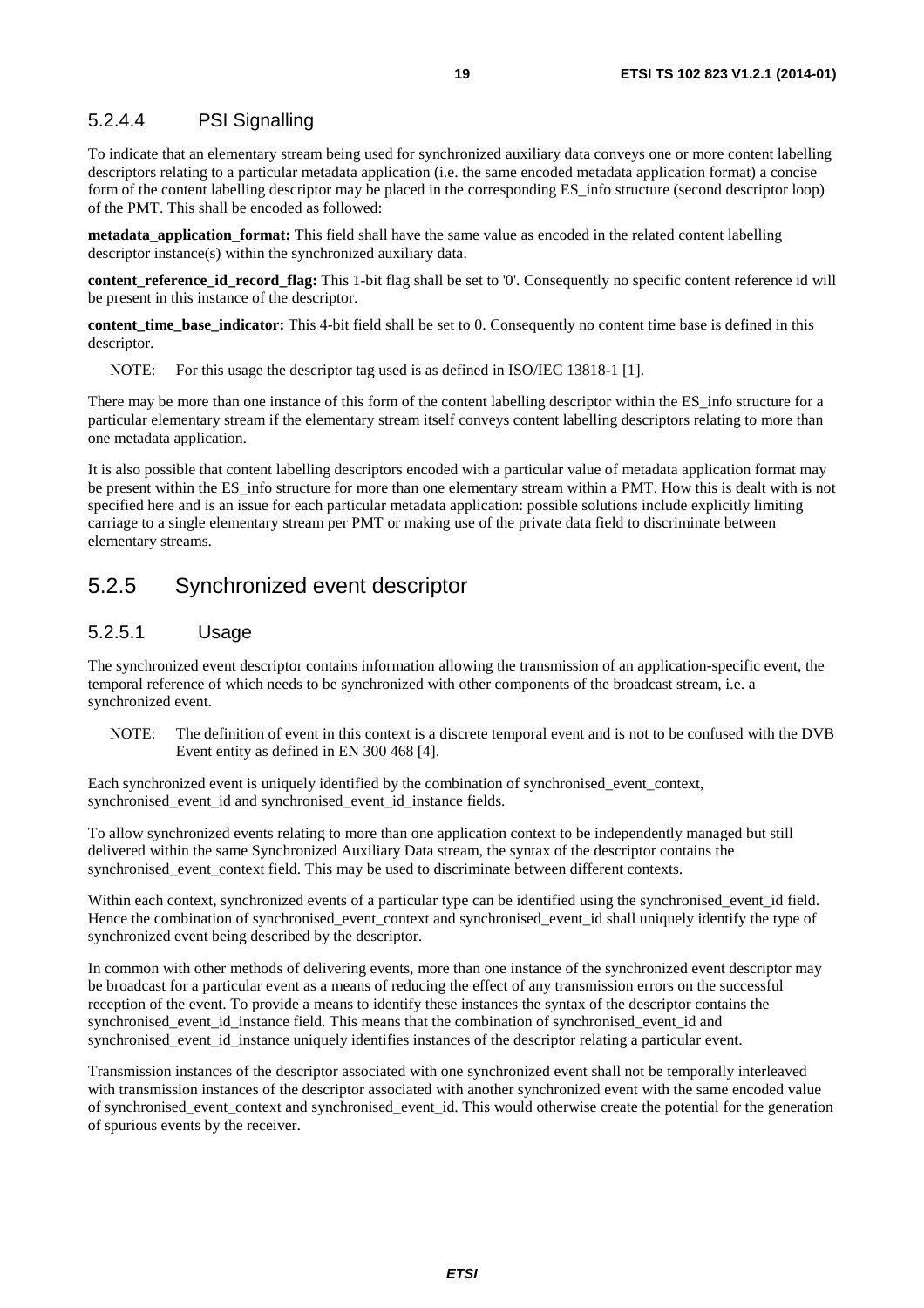#### 5.2.4.4 PSI Signalling

To indicate that an elementary stream being used for synchronized auxiliary data conveys one or more content labelling descriptors relating to a particular metadata application (i.e. the same encoded metadata application format) a concise form of the content labelling descriptor may be placed in the corresponding ES_info structure (second descriptor loop) of the PMT. This shall be encoded as followed:

**metadata_application_format:** This field shall have the same value as encoded in the related content labelling descriptor instance(s) within the synchronized auxiliary data.

**content_reference_id_record_flag:** This 1-bit flag shall be set to '0'. Consequently no specific content reference id will be present in this instance of the descriptor.

**content_time_base_indicator:** This 4-bit field shall be set to 0. Consequently no content time base is defined in this descriptor.

NOTE: For this usage the descriptor tag used is as defined in ISO/IEC 13818-1 [1].

There may be more than one instance of this form of the content labelling descriptor within the ES_info structure for a particular elementary stream if the elementary stream itself conveys content labelling descriptors relating to more than one metadata application.

It is also possible that content labelling descriptors encoded with a particular value of metadata application format may be present within the ES_info structure for more than one elementary stream within a PMT. How this is dealt with is not specified here and is an issue for each particular metadata application: possible solutions include explicitly limiting carriage to a single elementary stream per PMT or making use of the private data field to discriminate between elementary streams.

### 5.2.5 Synchronized event descriptor

#### 5.2.5.1 Usage

The synchronized event descriptor contains information allowing the transmission of an application-specific event, the temporal reference of which needs to be synchronized with other components of the broadcast stream, i.e. a synchronized event.

NOTE: The definition of event in this context is a discrete temporal event and is not to be confused with the DVB Event entity as defined in EN 300 468 [4].

Each synchronized event is uniquely identified by the combination of synchronised_event_context, synchronised_event_id and synchronised_event_id_instance fields.

To allow synchronized events relating to more than one application context to be independently managed but still delivered within the same Synchronized Auxiliary Data stream, the syntax of the descriptor contains the synchronised_event_context field. This may be used to discriminate between different contexts.

Within each context, synchronized events of a particular type can be identified using the synchronised_event_id field. Hence the combination of synchronised_event_context and synchronised_event_id shall uniquely identify the type of synchronized event being described by the descriptor.

In common with other methods of delivering events, more than one instance of the synchronized event descriptor may be broadcast for a particular event as a means of reducing the effect of any transmission errors on the successful reception of the event. To provide a means to identify these instances the syntax of the descriptor contains the synchronised_event_id_instance field. This means that the combination of synchronised_event_id and synchronised_event_id_instance uniquely identifies instances of the descriptor relating a particular event.

Transmission instances of the descriptor associated with one synchronized event shall not be temporally interleaved with transmission instances of the descriptor associated with another synchronized event with the same encoded value of synchronised_event_context and synchronised_event_id. This would otherwise create the potential for the generation of spurious events by the receiver.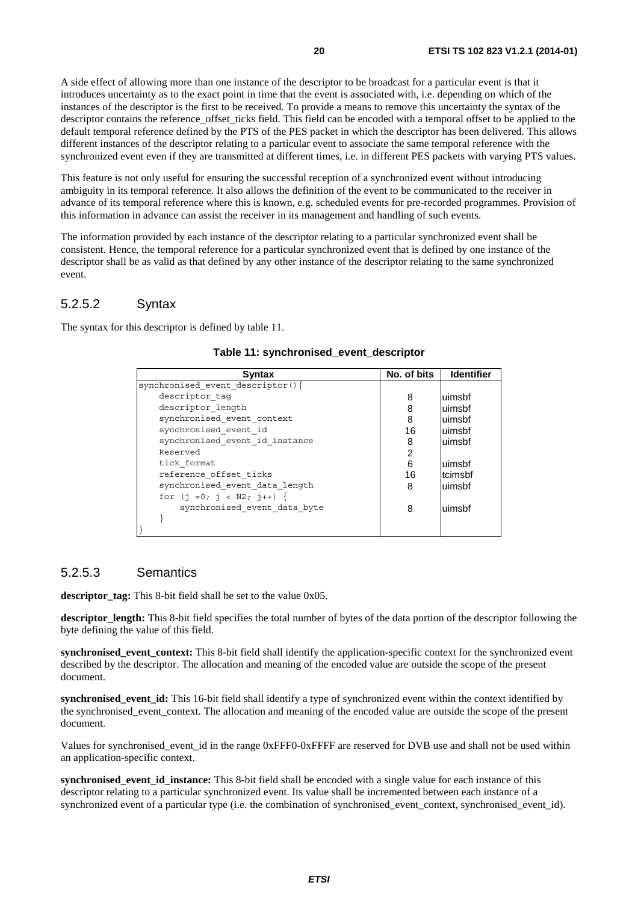A side effect of allowing more than one instance of the descriptor to be broadcast for a particular event is that it introduces uncertainty as to the exact point in time that the event is associated with, i.e. depending on which of the instances of the descriptor is the first to be received. To provide a means to remove this uncertainty the syntax of the descriptor contains the reference_offset_ticks field. This field can be encoded with a temporal offset to be applied to the default temporal reference defined by the PTS of the PES packet in which the descriptor has been delivered. This allows different instances of the descriptor relating to a particular event to associate the same temporal reference with the synchronized event even if they are transmitted at different times, i.e. in different PES packets with varying PTS values.

This feature is not only useful for ensuring the successful reception of a synchronized event without introducing ambiguity in its temporal reference. It also allows the definition of the event to be communicated to the receiver in advance of its temporal reference where this is known, e.g. scheduled events for pre-recorded programmes. Provision of this information in advance can assist the receiver in its management and handling of such events.

The information provided by each instance of the descriptor relating to a particular synchronized event shall be consistent. Hence, the temporal reference for a particular synchronized event that is defined by one instance of the descriptor shall be as valid as that defined by any other instance of the descriptor relating to the same synchronized event.

### 5.2.5.2 Syntax

The syntax for this descriptor is defined by table 11.

**Table 11: synchronised_event_descriptor**

| Syntax | No. of bits | Identifier |
|---|---|---|
| synchronised_event_descriptor(){ | | |
| descriptor_tag | 8 | uimsbf |
| descriptor_length | 8 | uimsbf |
| synchronised_event_context | 8 | uimsbf |
| synchronised_event_id | 16 | uimsbf |
| synchronised_event_id_instance | 8 | uimsbf |
| Reserved | 2 | |
| tick_format | 6 | uimsbf |
| reference_offset_ticks | 16 | tcimsbf |
| synchronised_event_data_length | 8 | uimsbf |
| for (j =0; j < N2; j++) { | | |
| synchronised_event_data_byte | 8 | uimsbf |
| } | | |
| } | | |

### 5.2.5.3 Semantics

**descriptor_tag:** This 8-bit field shall be set to the value 0x05.

**descriptor_length:** This 8-bit field specifies the total number of bytes of the data portion of the descriptor following the byte defining the value of this field.

**synchronised_event_context:** This 8-bit field shall identify the application-specific context for the synchronized event described by the descriptor. The allocation and meaning of the encoded value are outside the scope of the present document.

**synchronised_event_id:** This 16-bit field shall identify a type of synchronized event within the context identified by the synchronised_event_context. The allocation and meaning of the encoded value are outside the scope of the present document.

Values for synchronised_event_id in the range 0xFFF0-0xFFFF are reserved for DVB use and shall not be used within an application-specific context.

**synchronised_event_id_instance:** This 8-bit field shall be encoded with a single value for each instance of this descriptor relating to a particular synchronized event. Its value shall be incremented between each instance of a synchronized event of a particular type (i.e. the combination of synchronised_event_context, synchronised_event_id).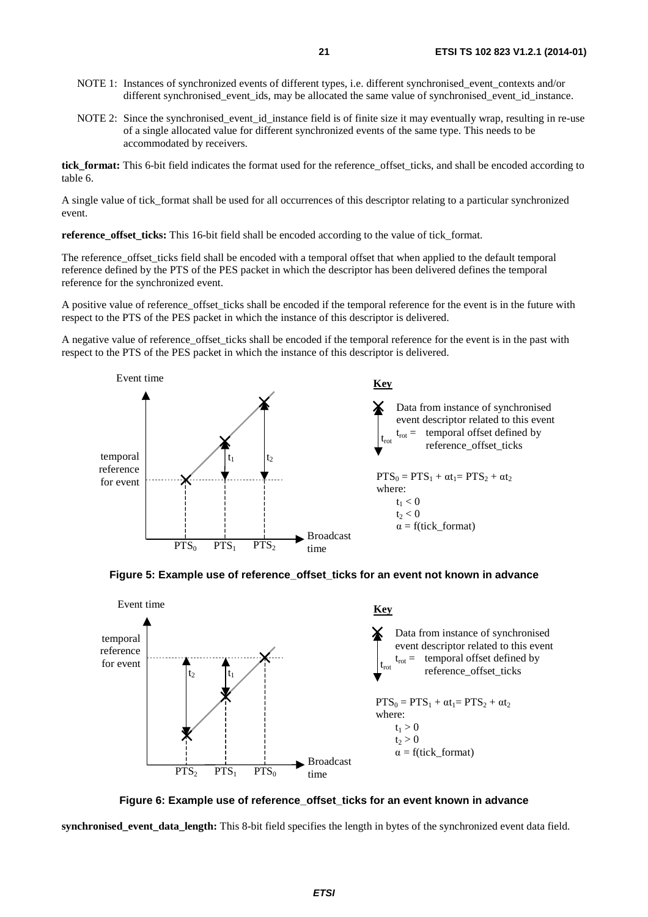NOTE 1: Instances of synchronized events of different types, i.e. different synchronised_event_contexts and/or different synchronised_event_ids, may be allocated the same value of synchronised_event_id_instance.

NOTE 2: Since the synchronised_event_id_instance field is of finite size it may eventually wrap, resulting in re-use of a single allocated value for different synchronized events of the same type. This needs to be accommodated by receivers.

**tick_format:** This 6-bit field indicates the format used for the reference_offset_ticks, and shall be encoded according to table 6.

A single value of tick_format shall be used for all occurrences of this descriptor relating to a particular synchronized event.

**reference_offset_ticks:** This 16-bit field shall be encoded according to the value of tick_format.

The reference_offset_ticks field shall be encoded with a temporal offset that when applied to the default temporal reference defined by the PTS of the PES packet in which the descriptor has been delivered defines the temporal reference for the synchronized event.

A positive value of reference_offset_ticks shall be encoded if the temporal reference for the event is in the future with respect to the PTS of the PES packet in which the instance of this descriptor is delivered.

A negative value of reference_offset_ticks shall be encoded if the temporal reference for the event is in the past with respect to the PTS of the PES packet in which the instance of this descriptor is delivered.

**Key**

Data from instance of synchronised event descriptor related to this event

$t_{rot}$ = temporal offset defined by reference_offset_ticks

$PTS_0 = PTS_1 + \alpha t_1 = PTS_2 + \alpha t_2$

where:

$t_1 < 0$

$t_2 < 0$

$\alpha = f(\text{tick\_format})$

**Figure 5: Example use of reference_offset_ticks for an event not known in advance**

**Key**

Data from instance of synchronised event descriptor related to this event

$t_{rot}$ = temporal offset defined by reference_offset_ticks

$PTS_0 = PTS_1 + \alpha t_1 = PTS_2 + \alpha t_2$

where:

$t_1 > 0$

$t_2 > 0$

$\alpha = f(\text{tick\_format})$

**Figure 6: Example use of reference_offset_ticks for an event known in advance**

**synchronised_event_data_length:** This 8-bit field specifies the length in bytes of the synchronized event data field.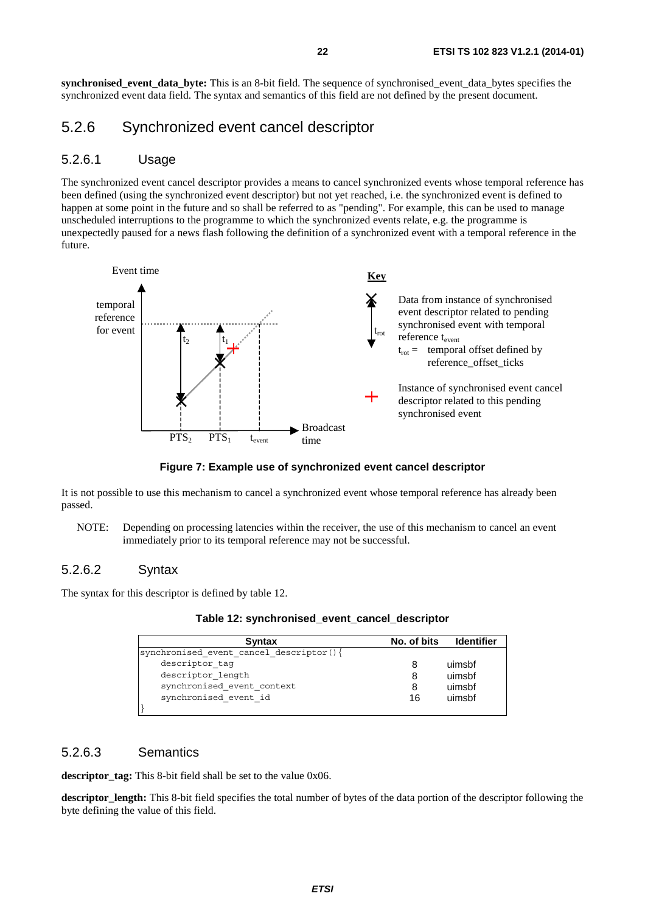**synchronised_event_data_byte:** This is an 8-bit field. The sequence of synchronised_event_data_bytes specifies the synchronized event data field. The syntax and semantics of this field are not defined by the present document.

## 5.2.6 Synchronized event cancel descriptor

### 5.2.6.1 Usage

The synchronized event cancel descriptor provides a means to cancel synchronized events whose temporal reference has been defined (using the synchronized event descriptor) but not yet reached, i.e. the synchronized event is defined to happen at some point in the future and so shall be referred to as "pending". For example, this can be used to manage unscheduled interruptions to the programme to which the synchronized events relate, e.g. the programme is unexpectedly paused for a news flash following the definition of a synchronized event with a temporal reference in the future.

**Figure 7: Example use of synchronized event cancel descriptor**

It is not possible to use this mechanism to cancel a synchronized event whose temporal reference has already been passed.

NOTE: Depending on processing latencies within the receiver, the use of this mechanism to cancel an event immediately prior to its temporal reference may not be successful.

### 5.2.6.2 Syntax

The syntax for this descriptor is defined by table 12.

**Table 12: synchronised_event_cancel_descriptor**

| Syntax | No. of bits | Identifier |
|---|---|---|
| synchronised_event_cancel_descriptor(){ | | |
| descriptor_tag | 8 | uimsbf |
| descriptor_length | 8 | uimsbf |
| synchronised_event_context | 8 | uimsbf |
| synchronised_event_id | 16 | uimsbf |
| } | | |

### 5.2.6.3 Semantics

**descriptor_tag:** This 8-bit field shall be set to the value 0x06.

**descriptor_length:** This 8-bit field specifies the total number of bytes of the data portion of the descriptor following the byte defining the value of this field.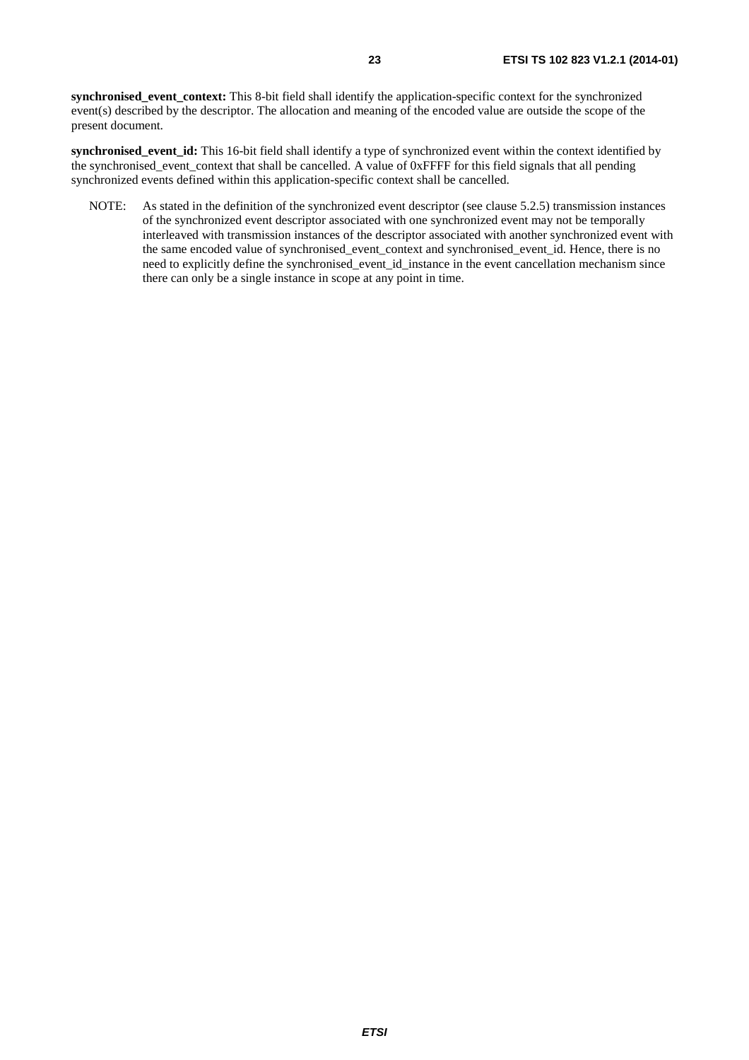**synchronised_event_context:** This 8-bit field shall identify the application-specific context for the synchronized event(s) described by the descriptor. The allocation and meaning of the encoded value are outside the scope of the present document.

**synchronised_event_id:** This 16-bit field shall identify a type of synchronized event within the context identified by the synchronised_event_context that shall be cancelled. A value of 0xFFFF for this field signals that all pending synchronized events defined within this application-specific context shall be cancelled.

NOTE: As stated in the definition of the synchronized event descriptor (see clause 5.2.5) transmission instances of the synchronized event descriptor associated with one synchronized event may not be temporally interleaved with transmission instances of the descriptor associated with another synchronized event with the same encoded value of synchronised_event_context and synchronised_event_id. Hence, there is no need to explicitly define the synchronised_event_id_instance in the event cancellation mechanism since there can only be a single instance in scope at any point in time.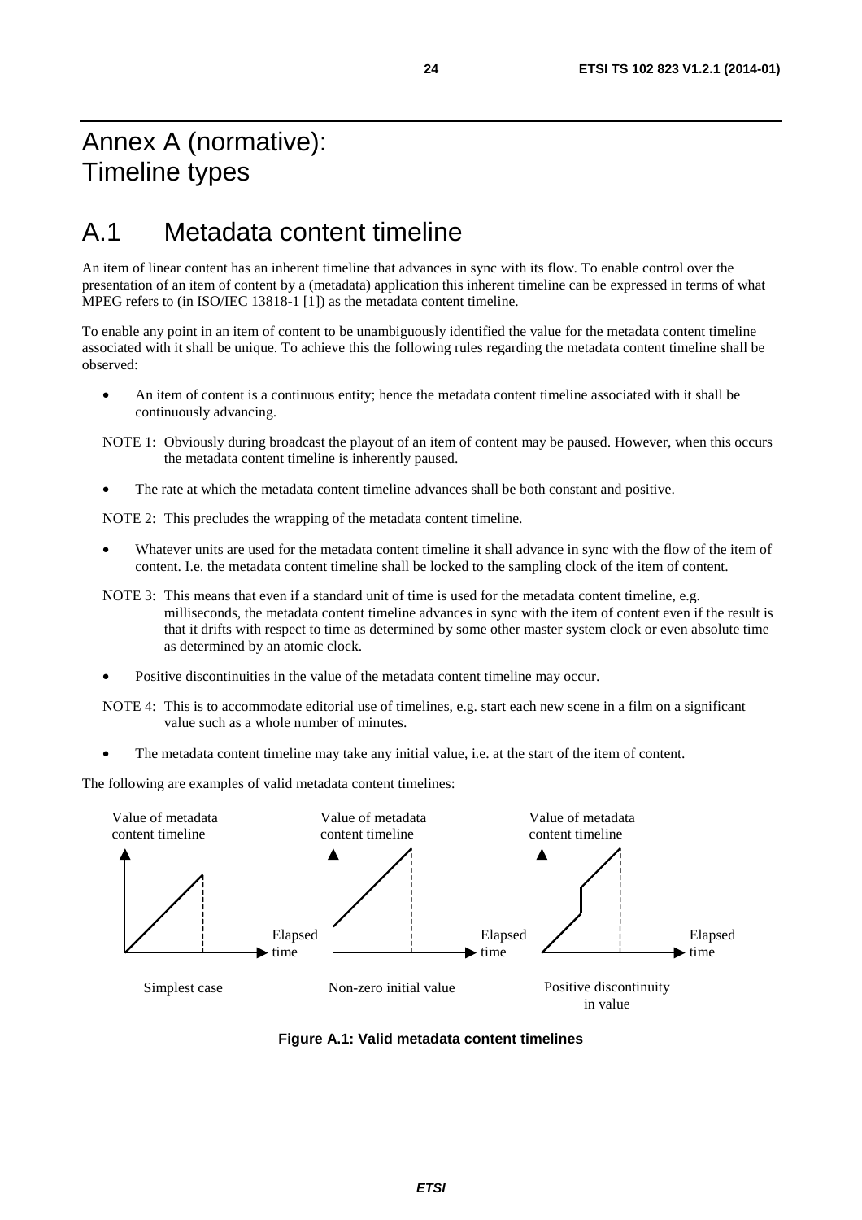# Annex A (normative): Timeline types

## A.1 Metadata content timeline

An item of linear content has an inherent timeline that advances in sync with its flow. To enable control over the presentation of an item of content by a (metadata) application this inherent timeline can be expressed in terms of what MPEG refers to (in ISO/IEC 13818-1 [1]) as the metadata content timeline.

To enable any point in an item of content to be unambiguously identified the value for the metadata content timeline associated with it shall be unique. To achieve this the following rules regarding the metadata content timeline shall be observed:

- An item of content is a continuous entity; hence the metadata content timeline associated with it shall be continuously advancing.

NOTE 1: Obviously during broadcast the playout of an item of content may be paused. However, when this occurs the metadata content timeline is inherently paused.

- The rate at which the metadata content timeline advances shall be both constant and positive.

NOTE 2: This precludes the wrapping of the metadata content timeline.

- Whatever units are used for the metadata content timeline it shall advance in sync with the flow of the item of content. I.e. the metadata content timeline shall be locked to the sampling clock of the item of content.

NOTE 3: This means that even if a standard unit of time is used for the metadata content timeline, e.g. milliseconds, the metadata content timeline advances in sync with the item of content even if the result is that it drifts with respect to time as determined by some other master system clock or even absolute time as determined by an atomic clock.

- Positive discontinuities in the value of the metadata content timeline may occur.

NOTE 4: This is to accommodate editorial use of timelines, e.g. start each new scene in a film on a significant value such as a whole number of minutes.

- The metadata content timeline may take any initial value, i.e. at the start of the item of content.

The following are examples of valid metadata content timelines:

Value of metadata content timeline — Elapsed time — Simplest case

Value of metadata content timeline — Elapsed time — Non-zero initial value

Value of metadata content timeline — Elapsed time — Positive discontinuity in value

**Figure A.1: Valid metadata content timelines**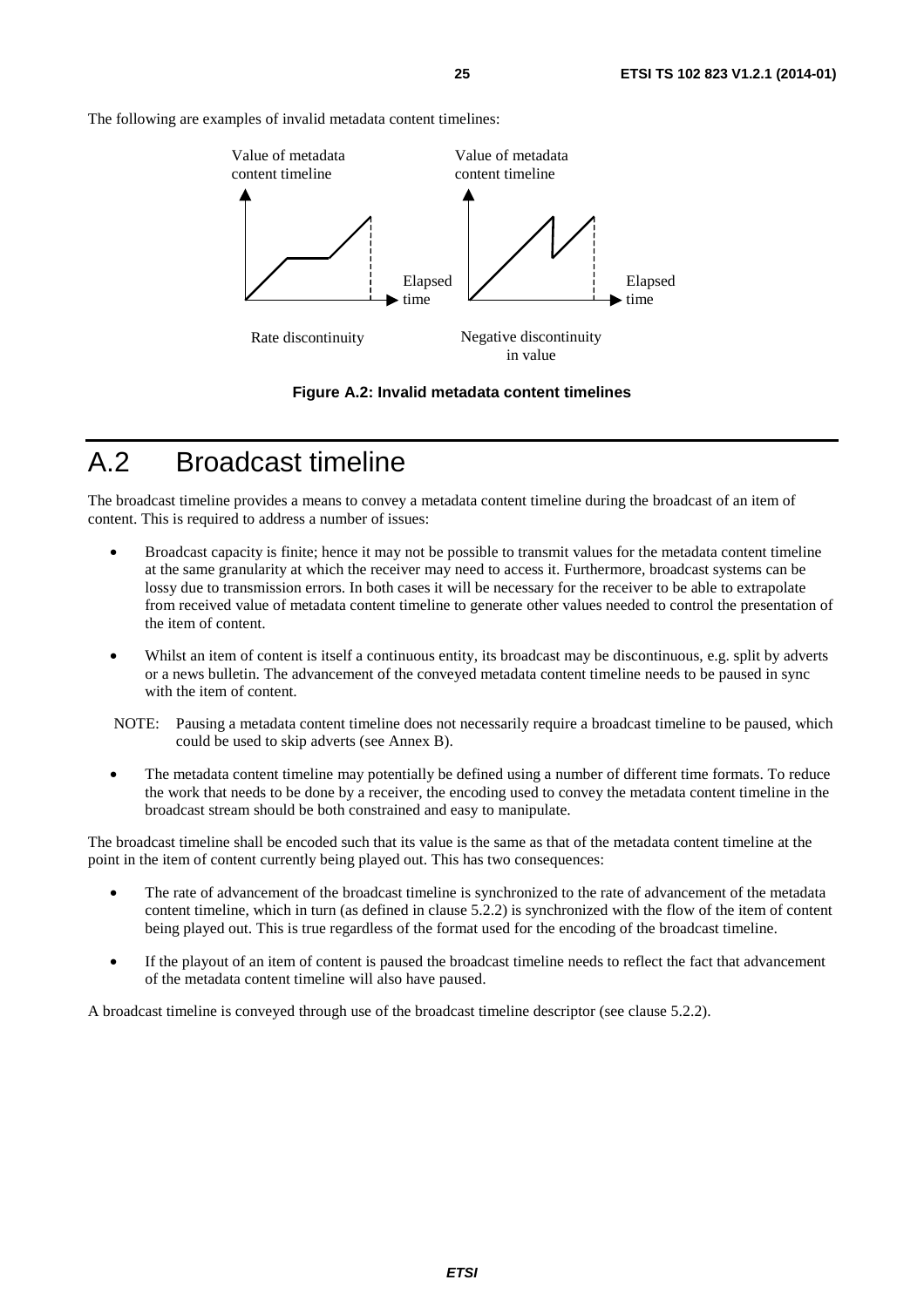The following are examples of invalid metadata content timelines:

Figure A.2: Invalid metadata content timelines

# A.2 Broadcast timeline

The broadcast timeline provides a means to convey a metadata content timeline during the broadcast of an item of content. This is required to address a number of issues:

- Broadcast capacity is finite; hence it may not be possible to transmit values for the metadata content timeline at the same granularity at which the receiver may need to access it. Furthermore, broadcast systems can be lossy due to transmission errors. In both cases it will be necessary for the receiver to be able to extrapolate from received value of metadata content timeline to generate other values needed to control the presentation of the item of content.
- Whilst an item of content is itself a continuous entity, its broadcast may be discontinuous, e.g. split by adverts or a news bulletin. The advancement of the conveyed metadata content timeline needs to be paused in sync with the item of content.

NOTE: Pausing a metadata content timeline does not necessarily require a broadcast timeline to be paused, which could be used to skip adverts (see Annex B).

- The metadata content timeline may potentially be defined using a number of different time formats. To reduce the work that needs to be done by a receiver, the encoding used to convey the metadata content timeline in the broadcast stream should be both constrained and easy to manipulate.

The broadcast timeline shall be encoded such that its value is the same as that of the metadata content timeline at the point in the item of content currently being played out. This has two consequences:

- The rate of advancement of the broadcast timeline is synchronized to the rate of advancement of the metadata content timeline, which in turn (as defined in clause 5.2.2) is synchronized with the flow of the item of content being played out. This is true regardless of the format used for the encoding of the broadcast timeline.
- If the playout of an item of content is paused the broadcast timeline needs to reflect the fact that advancement of the metadata content timeline will also have paused.

A broadcast timeline is conveyed through use of the broadcast timeline descriptor (see clause 5.2.2).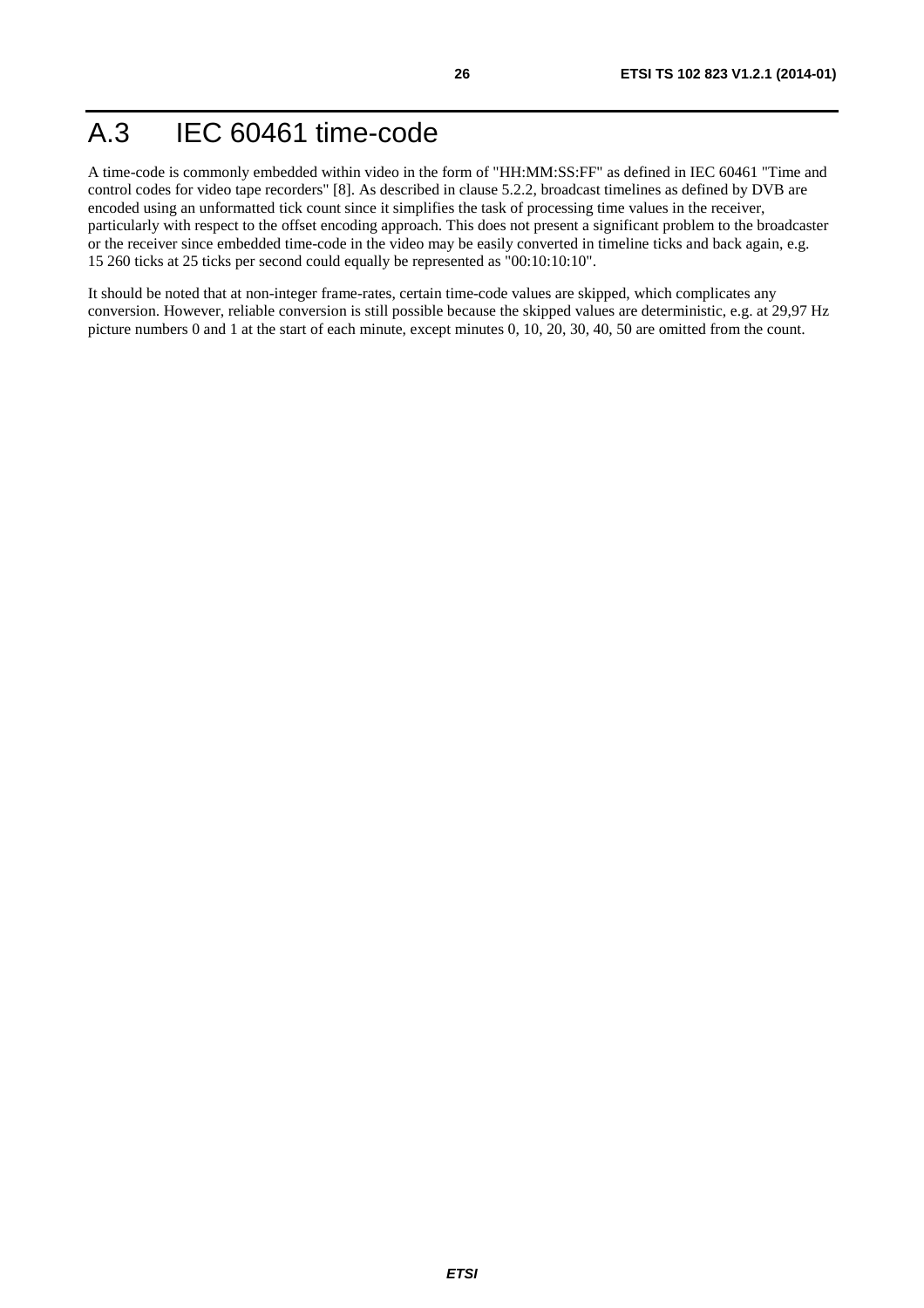# A.3 IEC 60461 time-code

A time-code is commonly embedded within video in the form of "HH:MM:SS:FF" as defined in IEC 60461 "Time and control codes for video tape recorders" [8]. As described in clause 5.2.2, broadcast timelines as defined by DVB are encoded using an unformatted tick count since it simplifies the task of processing time values in the receiver, particularly with respect to the offset encoding approach. This does not present a significant problem to the broadcaster or the receiver since embedded time-code in the video may be easily converted in timeline ticks and back again, e.g. 15 260 ticks at 25 ticks per second could equally be represented as "00:10:10:10".

It should be noted that at non-integer frame-rates, certain time-code values are skipped, which complicates any conversion. However, reliable conversion is still possible because the skipped values are deterministic, e.g. at 29,97 Hz picture numbers 0 and 1 at the start of each minute, except minutes 0, 10, 20, 30, 40, 50 are omitted from the count.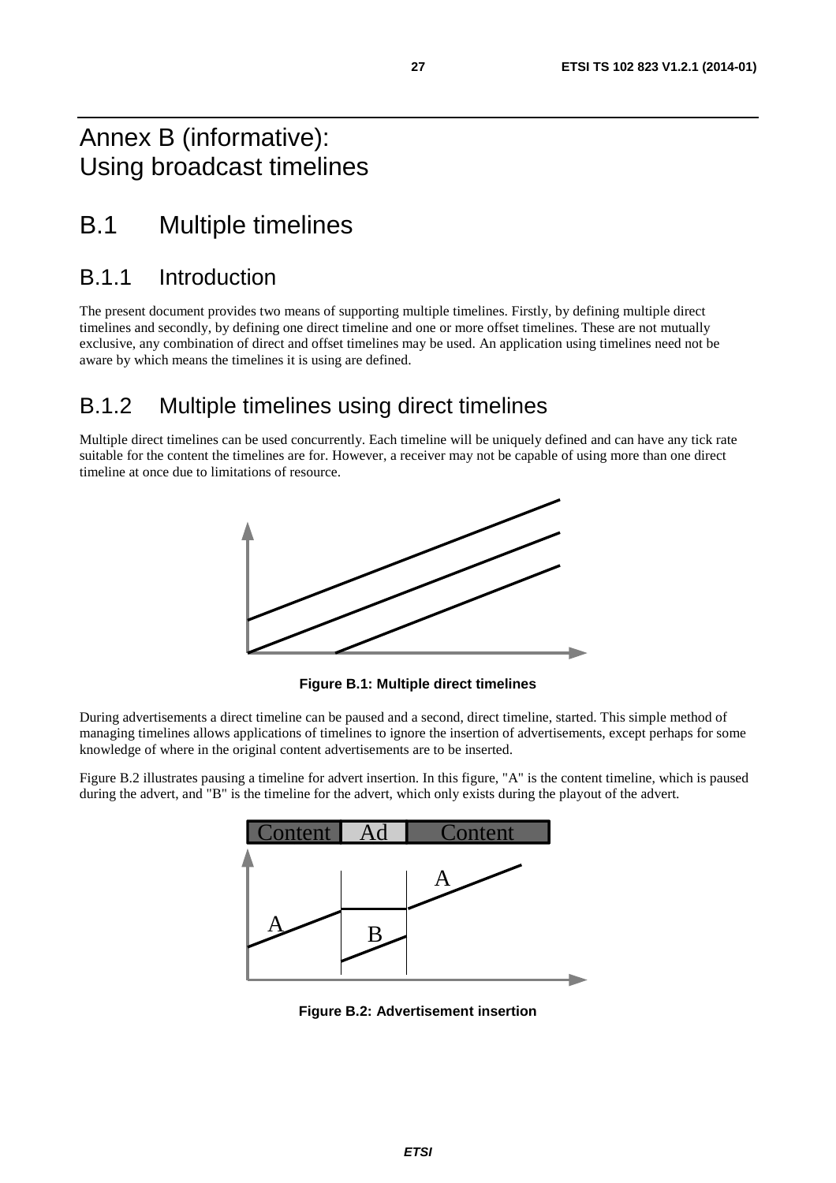# Annex B (informative): Using broadcast timelines

## B.1 Multiple timelines

### B.1.1 Introduction

The present document provides two means of supporting multiple timelines. Firstly, by defining multiple direct timelines and secondly, by defining one direct timeline and one or more offset timelines. These are not mutually exclusive, any combination of direct and offset timelines may be used. An application using timelines need not be aware by which means the timelines it is using are defined.

### B.1.2 Multiple timelines using direct timelines

Multiple direct timelines can be used concurrently. Each timeline will be uniquely defined and can have any tick rate suitable for the content the timelines are for. However, a receiver may not be capable of using more than one direct timeline at once due to limitations of resource.

**Figure B.1: Multiple direct timelines**

During advertisements a direct timeline can be paused and a second, direct timeline, started. This simple method of managing timelines allows applications of timelines to ignore the insertion of advertisements, except perhaps for some knowledge of where in the original content advertisements are to be inserted.

Figure B.2 illustrates pausing a timeline for advert insertion. In this figure, "A" is the content timeline, which is paused during the advert, and "B" is the timeline for the advert, which only exists during the playout of the advert.

**Figure B.2: Advertisement insertion**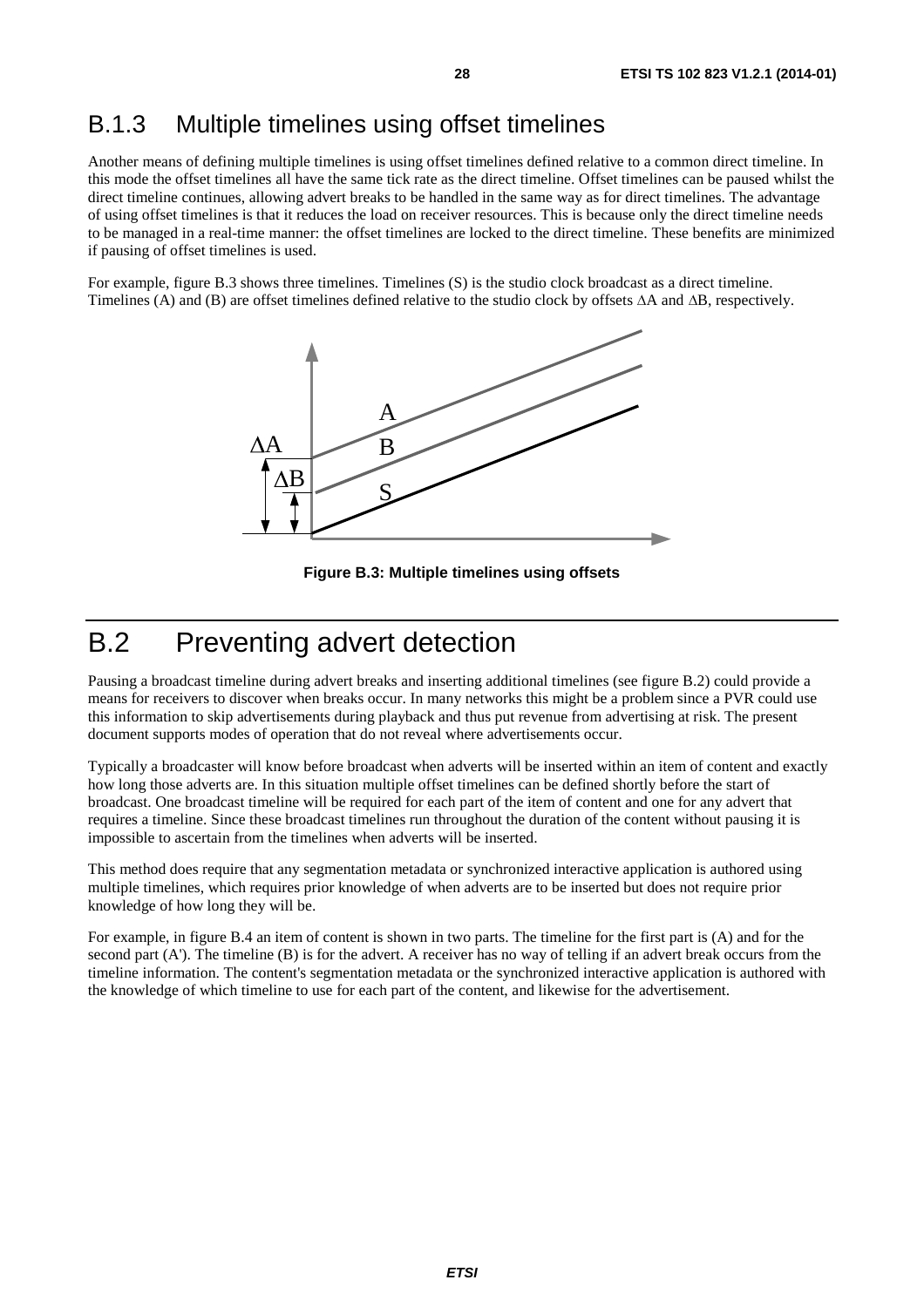## B.1.3 Multiple timelines using offset timelines

Another means of defining multiple timelines is using offset timelines defined relative to a common direct timeline. In this mode the offset timelines all have the same tick rate as the direct timeline. Offset timelines can be paused whilst the direct timeline continues, allowing advert breaks to be handled in the same way as for direct timelines. The advantage of using offset timelines is that it reduces the load on receiver resources. This is because only the direct timeline needs to be managed in a real-time manner: the offset timelines are locked to the direct timeline. These benefits are minimized if pausing of offset timelines is used.

For example, figure B.3 shows three timelines. Timelines (S) is the studio clock broadcast as a direct timeline. Timelines (A) and (B) are offset timelines defined relative to the studio clock by offsets $\Delta A$ and $\Delta B$, respectively.

**Figure B.3: Multiple timelines using offsets**

# B.2 Preventing advert detection

Pausing a broadcast timeline during advert breaks and inserting additional timelines (see figure B.2) could provide a means for receivers to discover when breaks occur. In many networks this might be a problem since a PVR could use this information to skip advertisements during playback and thus put revenue from advertising at risk. The present document supports modes of operation that do not reveal where advertisements occur.

Typically a broadcaster will know before broadcast when adverts will be inserted within an item of content and exactly how long those adverts are. In this situation multiple offset timelines can be defined shortly before the start of broadcast. One broadcast timeline will be required for each part of the item of content and one for any advert that requires a timeline. Since these broadcast timelines run throughout the duration of the content without pausing it is impossible to ascertain from the timelines when adverts will be inserted.

This method does require that any segmentation metadata or synchronized interactive application is authored using multiple timelines, which requires prior knowledge of when adverts are to be inserted but does not require prior knowledge of how long they will be.

For example, in figure B.4 an item of content is shown in two parts. The timeline for the first part is (A) and for the second part (A'). The timeline (B) is for the advert. A receiver has no way of telling if an advert break occurs from the timeline information. The content's segmentation metadata or the synchronized interactive application is authored with the knowledge of which timeline to use for each part of the content, and likewise for the advertisement.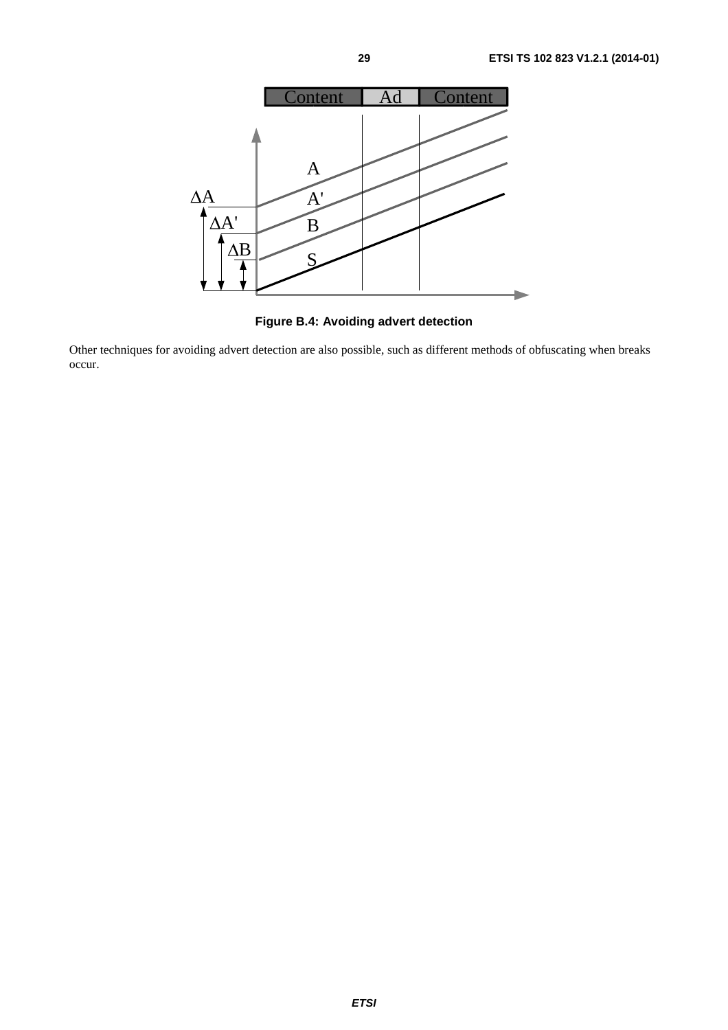**Figure B.4: Avoiding advert detection**

Other techniques for avoiding advert detection are also possible, such as different methods of obfuscating when breaks occur.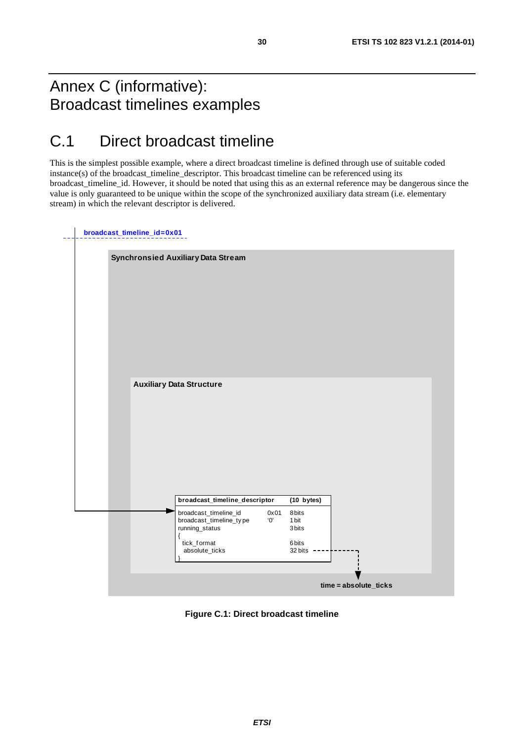# Annex C (informative): Broadcast timelines examples

## C.1 Direct broadcast timeline

This is the simplest possible example, where a direct broadcast timeline is defined through use of suitable coded instance(s) of the broadcast_timeline_descriptor. This broadcast timeline can be referenced using its broadcast_timeline_id. However, it should be noted that using this as an external reference may be dangerous since the value is only guaranteed to be unique within the scope of the synchronized auxiliary data stream (i.e. elementary stream) in which the relevant descriptor is delivered.

broadcast_timeline_id=0x01

Synchronsied Auxiliary Data Stream

Auxiliary Data Structure

| broadcast_timeline_descriptor | | (10 bytes) |
|---|---|---|
| broadcast_timeline_id | 0x01 | 8 bits |
| broadcast_timeline_type | '0' | 1 bit |
| running_status | | 3 bits |
| { | | |
| tick_format | | 6 bits |
| absolute_ticks | | 32 bits |
| } | | |

time = absolute_ticks

**Figure C.1: Direct broadcast timeline**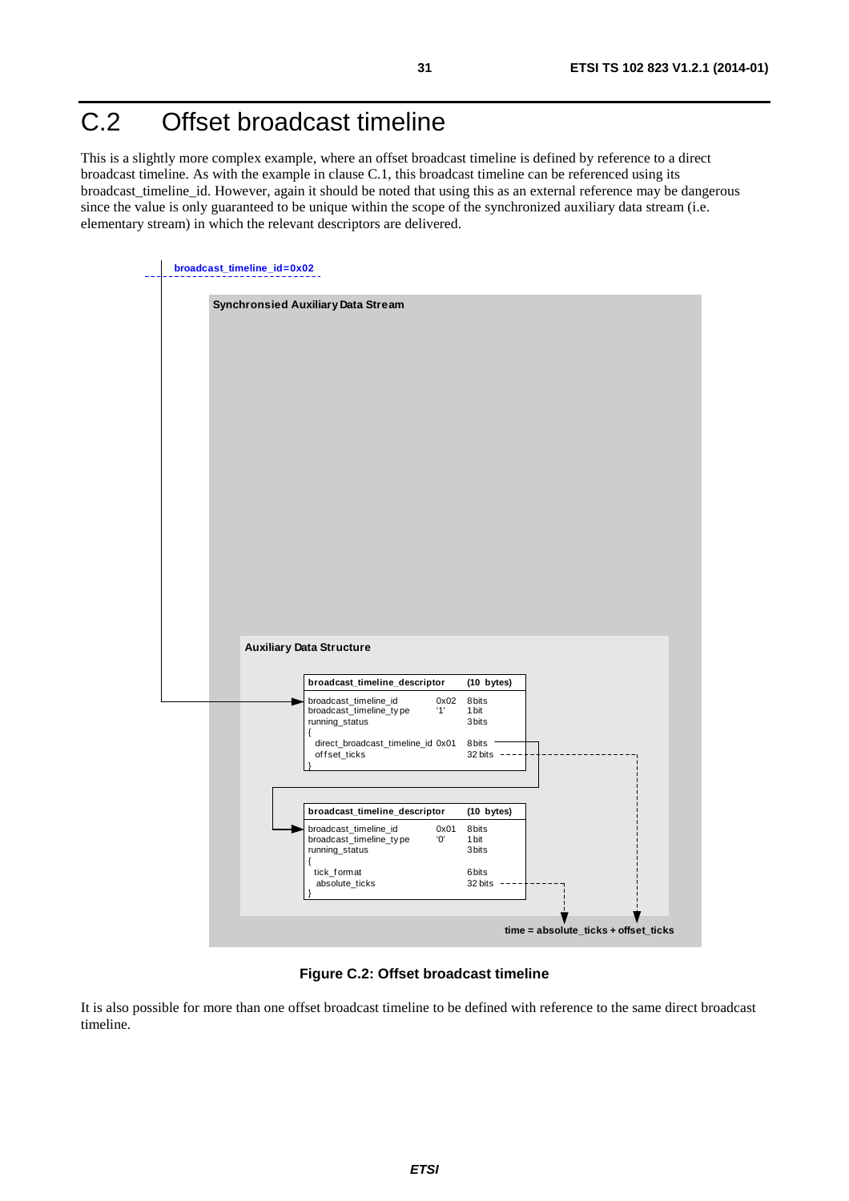# C.2 Offset broadcast timeline

This is a slightly more complex example, where an offset broadcast timeline is defined by reference to a direct broadcast timeline. As with the example in clause C.1, this broadcast timeline can be referenced using its broadcast_timeline_id. However, again it should be noted that using this as an external reference may be dangerous since the value is only guaranteed to be unique within the scope of the synchronized auxiliary data stream (i.e. elementary stream) in which the relevant descriptors are delivered.

```
broadcast_timeline_id=0x02

Synchronsied Auxiliary Data Stream

  Auxiliary Data Structure

    broadcast_timeline_descriptor                (10 bytes)
    broadcast_timeline_id              0x02      8 bits
    broadcast_timeline_type            '1'       1 bit
    running_status                               3 bits
    {
      direct_broadcast_timeline_id     0x01      8 bits
      offset_ticks                               32 bits
    }

    broadcast_timeline_descriptor                (10 bytes)
    broadcast_timeline_id              0x01      8 bits
    broadcast_timeline_type            '0'       1 bit
    running_status                               3 bits
    {
      tick_format                                6 bits
      absolute_ticks                             32 bits
    }

                                  time = absolute_ticks + offset_ticks
```

**Figure C.2: Offset broadcast timeline**

It is also possible for more than one offset broadcast timeline to be defined with reference to the same direct broadcast timeline.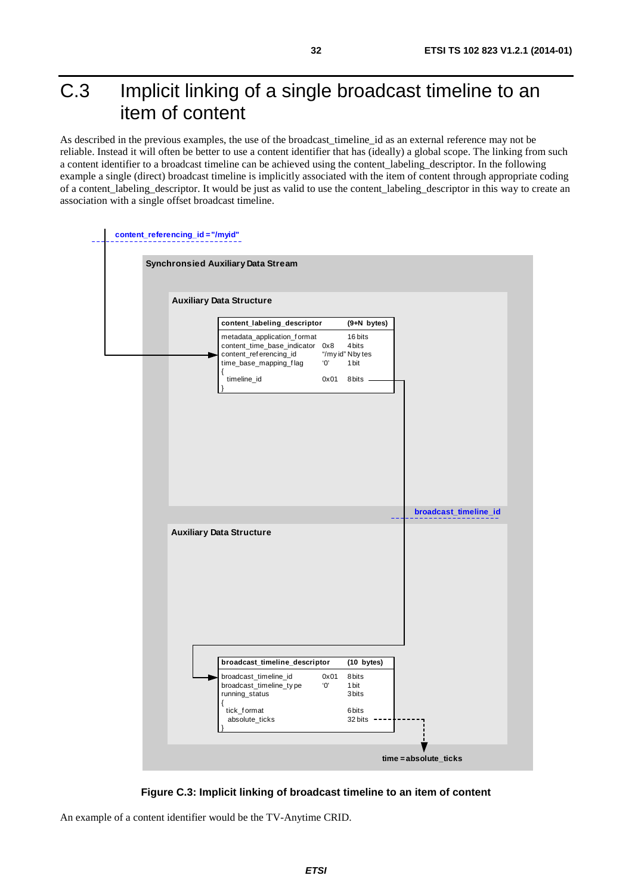# C.3 Implicit linking of a single broadcast timeline to an item of content

As described in the previous examples, the use of the broadcast_timeline_id as an external reference may not be reliable. Instead it will often be better to use a content identifier that has (ideally) a global scope. The linking from such a content identifier to a broadcast timeline can be achieved using the content_labeling_descriptor. In the following example a single (direct) broadcast timeline is implicitly associated with the item of content through appropriate coding of a content_labeling_descriptor. It would be just as valid to use the content_labeling_descriptor in this way to create an association with a single offset broadcast timeline.

content_referencing_id = "/myid"

**Synchronsied Auxiliary Data Stream**

**Auxiliary Data Structure**

| content_labeling_descriptor | | (9+N bytes) |
|---|---|---|
| metadata_application_format | | 16 bits |
| content_time_base_indicator | 0x8 | 4 bits |
| content_referencing_id | "/myid" | N bytes |
| time_base_mapping_flag | '0' | 1 bit |
| { | | |
| timeline_id | 0x01 | 8 bits |
| } | | |

broadcast_timeline_id

**Auxiliary Data Structure**

| broadcast_timeline_descriptor | | (10 bytes) |
|---|---|---|
| broadcast_timeline_id | 0x01 | 8 bits |
| broadcast_timeline_type | '0' | 1 bit |
| running_status | | 3 bits |
| { | | |
| tick_format | | 6 bits |
| absolute_ticks | | 32 bits |
| } | | |

time = absolute_ticks

**Figure C.3: Implicit linking of broadcast timeline to an item of content**

An example of a content identifier would be the TV-Anytime CRID.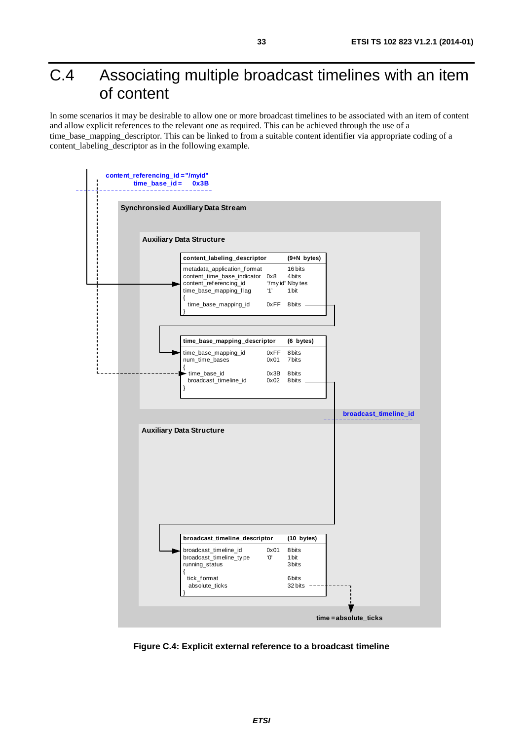# C.4 Associating multiple broadcast timelines with an item of content

In some scenarios it may be desirable to allow one or more broadcast timelines to be associated with an item of content and allow explicit references to the relevant one as required. This can be achieved through the use of a time_base_mapping_descriptor. This can be linked to from a suitable content identifier via appropriate coding of a content_labeling_descriptor as in the following example.

content_referencing_id = "/myid"
time_base_id = 0x3B

**Synchronsied Auxiliary Data Stream**

**Auxiliary Data Structure**

| content_labeling_descriptor | | (9+N bytes) |
|---|---|---|
| metadata_application_format | | 16 bits |
| content_time_base_indicator | 0x8 | 4 bits |
| content_referencing_id | "/my id" | N bytes |
| time_base_mapping_flag | '1' | 1 bit |
| { | | |
| time_base_mapping_id | 0xFF | 8 bits |
| } | | |

| time_base_mapping_descriptor | | (6 bytes) |
|---|---|---|
| time_base_mapping_id | 0xFF | 8 bits |
| num_time_bases | 0x01 | 7 bits |
| { | | |
| time_base_id | 0x3B | 8 bits |
| broadcast_timeline_id | 0x02 | 8 bits |
| } | | |

broadcast_timeline_id

**Auxiliary Data Structure**

| broadcast_timeline_descriptor | | (10 bytes) |
|---|---|---|
| broadcast_timeline_id | 0x01 | 8 bits |
| broadcast_timeline_type | '0' | 1 bit |
| running_status | | 3 bits |
| { | | |
| tick_format | | 6 bits |
| absolute_ticks | | 32 bits |
| } | | |

time = absolute_ticks

**Figure C.4: Explicit external reference to a broadcast timeline**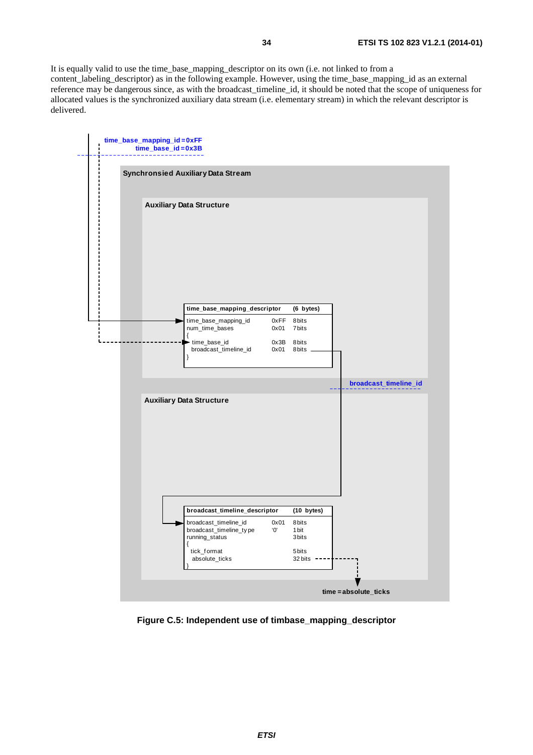It is equally valid to use the time_base_mapping_descriptor on its own (i.e. not linked to from a content_labeling_descriptor) as in the following example. However, using the time_base_mapping_id as an external reference may be dangerous since, as with the broadcast_timeline_id, it should be noted that the scope of uniqueness for allocated values is the synchronized auxiliary data stream (i.e. elementary stream) in which the relevant descriptor is delivered.

time_base_mapping_id = 0xFF
time_base_id = 0x3B

Synchronsied Auxiliary Data Stream

Auxiliary Data Structure

| time_base_mapping_descriptor | | (6 bytes) |
|---|---|---|
| time_base_mapping_id | 0xFF | 8 bits |
| num_time_bases | 0x01 | 7 bits |
| { | | |
| time_base_id | 0x3B | 8 bits |
| broadcast_timeline_id | 0x01 | 8 bits |
| } | | |

broadcast_timeline_id

Auxiliary Data Structure

| broadcast_timeline_descriptor | | (10 bytes) |
|---|---|---|
| broadcast_timeline_id | 0x01 | 8 bits |
| broadcast_timeline_type | '0' | 1 bit |
| running_status | | 3 bits |
| { | | |
| tick_format | | 5 bits |
| absolute_ticks | | 32 bits |
| } | | |

time = absolute_ticks

**Figure C.5: Independent use of timbase_mapping_descriptor**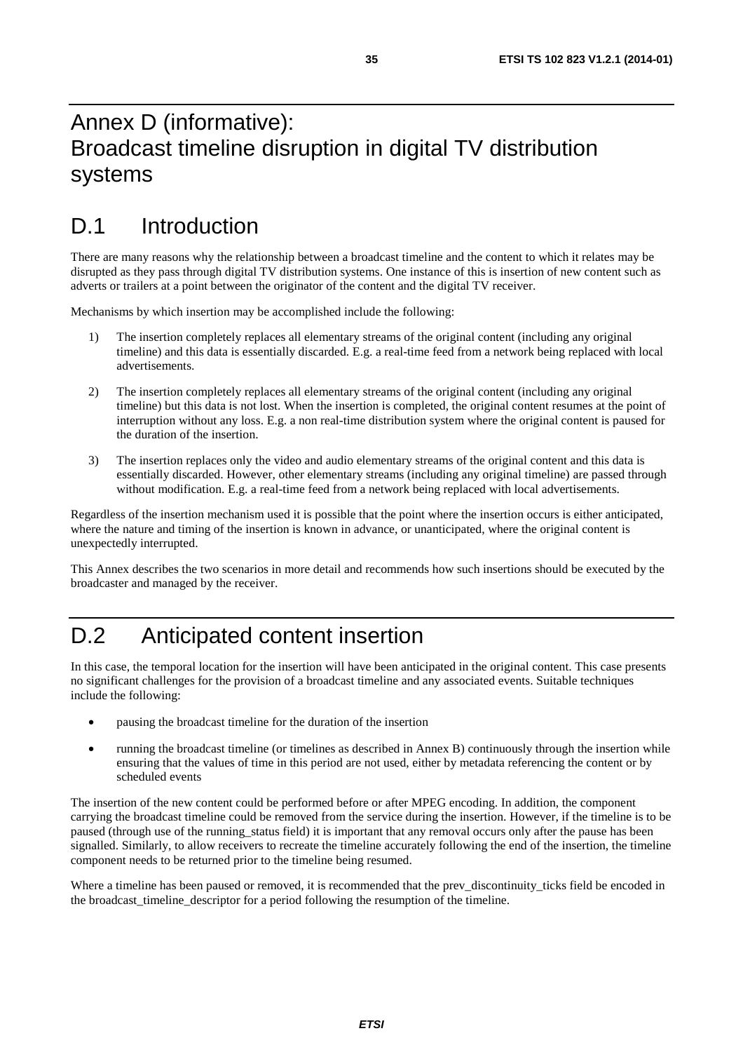# Annex D (informative): Broadcast timeline disruption in digital TV distribution systems

## D.1 Introduction

There are many reasons why the relationship between a broadcast timeline and the content to which it relates may be disrupted as they pass through digital TV distribution systems. One instance of this is insertion of new content such as adverts or trailers at a point between the originator of the content and the digital TV receiver.

Mechanisms by which insertion may be accomplished include the following:

1) The insertion completely replaces all elementary streams of the original content (including any original timeline) and this data is essentially discarded. E.g. a real-time feed from a network being replaced with local advertisements.

2) The insertion completely replaces all elementary streams of the original content (including any original timeline) but this data is not lost. When the insertion is completed, the original content resumes at the point of interruption without any loss. E.g. a non real-time distribution system where the original content is paused for the duration of the insertion.

3) The insertion replaces only the video and audio elementary streams of the original content and this data is essentially discarded. However, other elementary streams (including any original timeline) are passed through without modification. E.g. a real-time feed from a network being replaced with local advertisements.

Regardless of the insertion mechanism used it is possible that the point where the insertion occurs is either anticipated, where the nature and timing of the insertion is known in advance, or unanticipated, where the original content is unexpectedly interrupted.

This Annex describes the two scenarios in more detail and recommends how such insertions should be executed by the broadcaster and managed by the receiver.

## D.2 Anticipated content insertion

In this case, the temporal location for the insertion will have been anticipated in the original content. This case presents no significant challenges for the provision of a broadcast timeline and any associated events. Suitable techniques include the following:

- pausing the broadcast timeline for the duration of the insertion
- running the broadcast timeline (or timelines as described in Annex B) continuously through the insertion while ensuring that the values of time in this period are not used, either by metadata referencing the content or by scheduled events

The insertion of the new content could be performed before or after MPEG encoding. In addition, the component carrying the broadcast timeline could be removed from the service during the insertion. However, if the timeline is to be paused (through use of the running_status field) it is important that any removal occurs only after the pause has been signalled. Similarly, to allow receivers to recreate the timeline accurately following the end of the insertion, the timeline component needs to be returned prior to the timeline being resumed.

Where a timeline has been paused or removed, it is recommended that the prev_discontinuity_ticks field be encoded in the broadcast_timeline_descriptor for a period following the resumption of the timeline.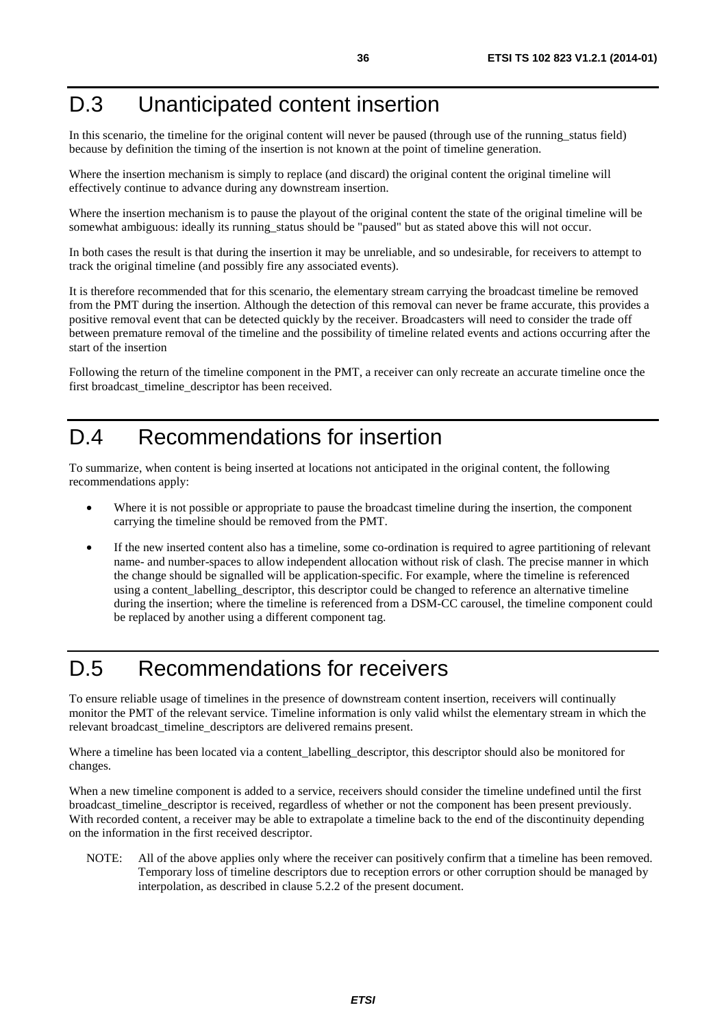# D.3 Unanticipated content insertion

In this scenario, the timeline for the original content will never be paused (through use of the running_status field) because by definition the timing of the insertion is not known at the point of timeline generation.

Where the insertion mechanism is simply to replace (and discard) the original content the original timeline will effectively continue to advance during any downstream insertion.

Where the insertion mechanism is to pause the playout of the original content the state of the original timeline will be somewhat ambiguous: ideally its running_status should be "paused" but as stated above this will not occur.

In both cases the result is that during the insertion it may be unreliable, and so undesirable, for receivers to attempt to track the original timeline (and possibly fire any associated events).

It is therefore recommended that for this scenario, the elementary stream carrying the broadcast timeline be removed from the PMT during the insertion. Although the detection of this removal can never be frame accurate, this provides a positive removal event that can be detected quickly by the receiver. Broadcasters will need to consider the trade off between premature removal of the timeline and the possibility of timeline related events and actions occurring after the start of the insertion

Following the return of the timeline component in the PMT, a receiver can only recreate an accurate timeline once the first broadcast_timeline_descriptor has been received.

# D.4 Recommendations for insertion

To summarize, when content is being inserted at locations not anticipated in the original content, the following recommendations apply:

- Where it is not possible or appropriate to pause the broadcast timeline during the insertion, the component carrying the timeline should be removed from the PMT.
- If the new inserted content also has a timeline, some co-ordination is required to agree partitioning of relevant name- and number-spaces to allow independent allocation without risk of clash. The precise manner in which the change should be signalled will be application-specific. For example, where the timeline is referenced using a content_labelling_descriptor, this descriptor could be changed to reference an alternative timeline during the insertion; where the timeline is referenced from a DSM-CC carousel, the timeline component could be replaced by another using a different component tag.

# D.5 Recommendations for receivers

To ensure reliable usage of timelines in the presence of downstream content insertion, receivers will continually monitor the PMT of the relevant service. Timeline information is only valid whilst the elementary stream in which the relevant broadcast_timeline_descriptors are delivered remains present.

Where a timeline has been located via a content_labelling_descriptor, this descriptor should also be monitored for changes.

When a new timeline component is added to a service, receivers should consider the timeline undefined until the first broadcast_timeline_descriptor is received, regardless of whether or not the component has been present previously. With recorded content, a receiver may be able to extrapolate a timeline back to the end of the discontinuity depending on the information in the first received descriptor.

NOTE: All of the above applies only where the receiver can positively confirm that a timeline has been removed. Temporary loss of timeline descriptors due to reception errors or other corruption should be managed by interpolation, as described in clause 5.2.2 of the present document.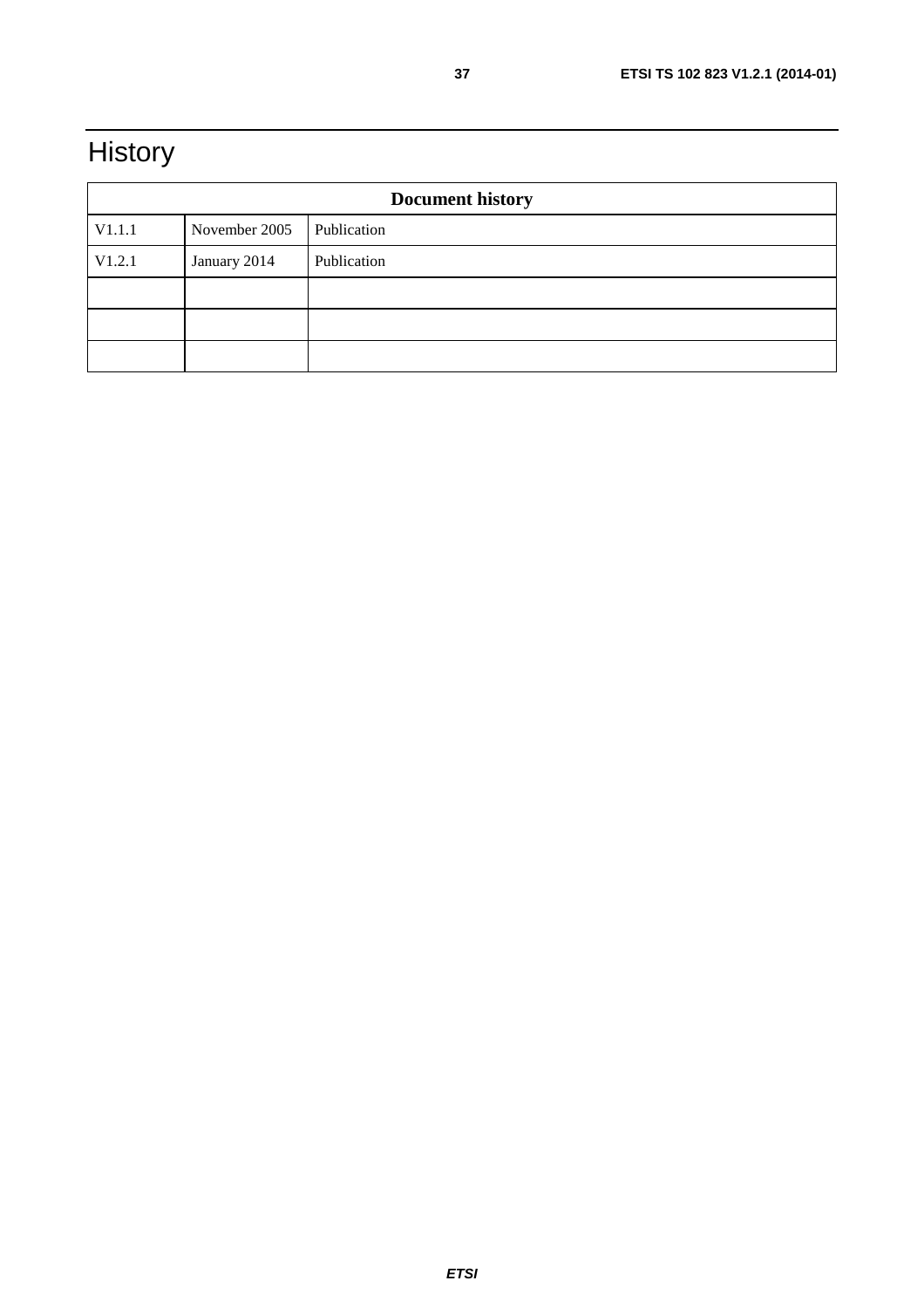# History

| Document history | | |
|---|---|---|
| V1.1.1 | November 2005 | Publication |
| V1.2.1 | January 2014 | Publication |
| | | |
| | | |
| | | |